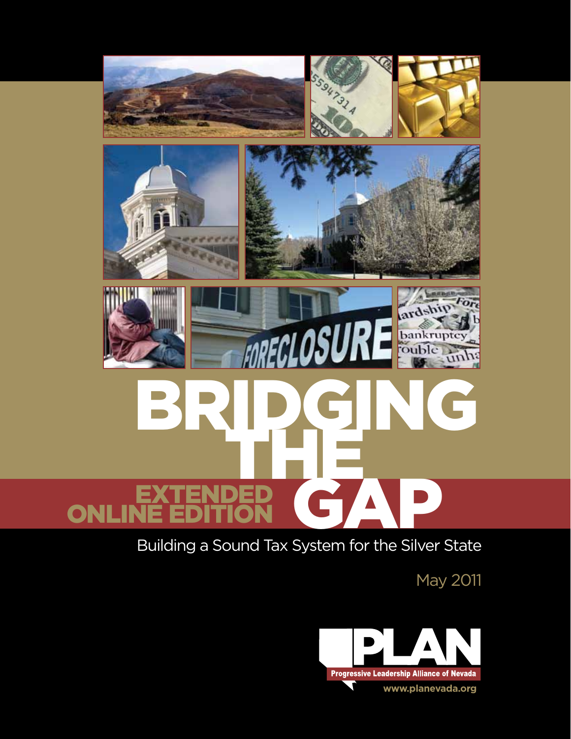# BRIDGING THE GAP

EXTENDED ONLINE EDITION

## Building a Sound Tax System for the Silver State

May 2011

PLAN

Progressive Leadership Alliance of Nevada

www.planevada.org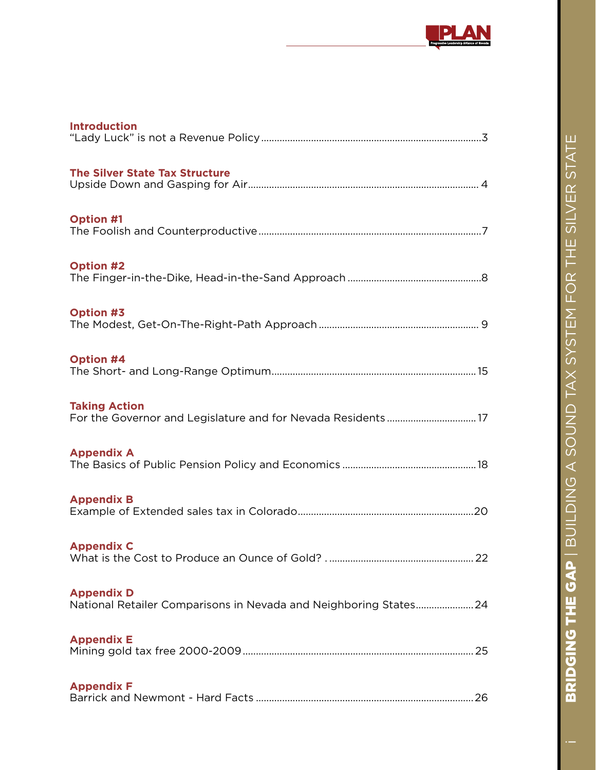**Introduction**
"Lady Luck" is not a Revenue Policy ....... 3

**The Silver State Tax Structure**
Upside Down and Gasping for Air ....... 4

**Option #1**
The Foolish and Counterproductive ....... 7

**Option #2**
The Finger-in-the-Dike, Head-in-the-Sand Approach ....... 8

**Option #3**
The Modest, Get-On-The-Right-Path Approach ....... 9

**Option #4**
The Short- and Long-Range Optimum ....... 15

**Taking Action**
For the Governor and Legislature and for Nevada Residents ....... 17

**Appendix A**
The Basics of Public Pension Policy and Economics ....... 18

**Appendix B**
Example of Extended sales tax in Colorado ....... 20

**Appendix C**
What is the Cost to Produce an Ounce of Gold? ....... 22

**Appendix D**
National Retailer Comparisons in Nevada and Neighboring States ....... 24

**Appendix E**
Mining gold tax free 2000-2009 ....... 25

**Appendix F**
Barrick and Newmont - Hard Facts ....... 26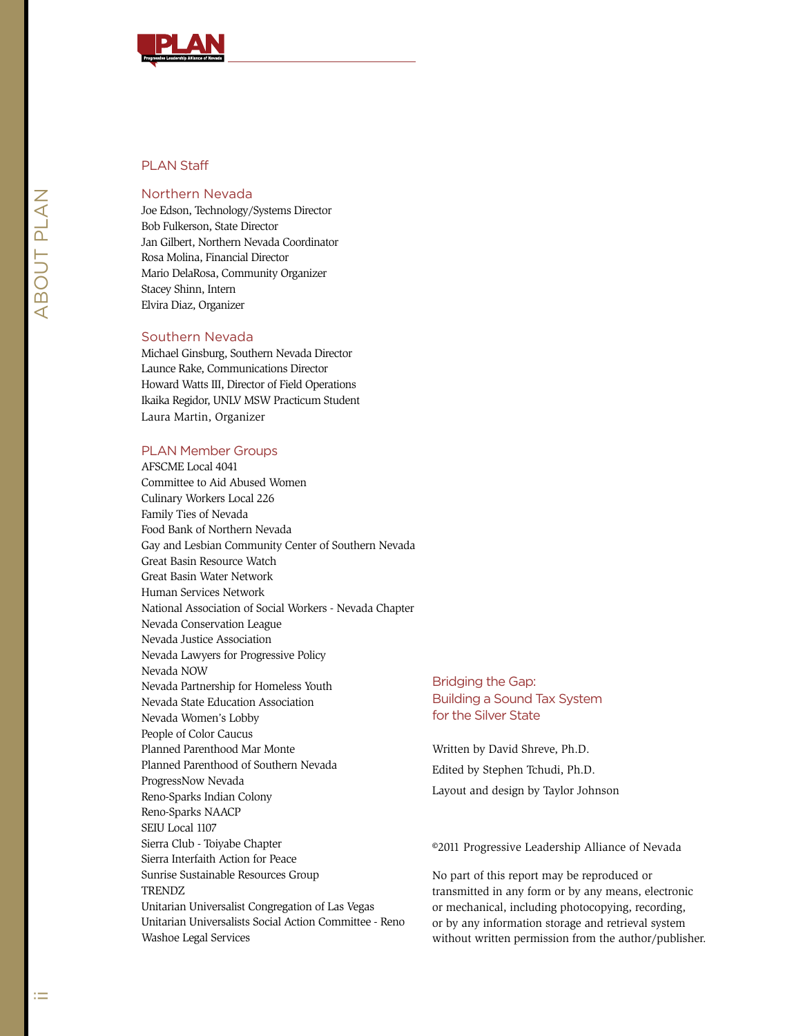## PLAN Staff

### Northern Nevada

Joe Edson, Technology/Systems Director
Bob Fulkerson, State Director
Jan Gilbert, Northern Nevada Coordinator
Rosa Molina, Financial Director
Mario DelaRosa, Community Organizer
Stacey Shinn, Intern
Elvira Diaz, Organizer

### Southern Nevada

Michael Ginsburg, Southern Nevada Director
Launce Rake, Communications Director
Howard Watts III, Director of Field Operations
Ikaika Regidor, UNLV MSW Practicum Student
Laura Martin, Organizer

### PLAN Member Groups

AFSCME Local 4041
Committee to Aid Abused Women
Culinary Workers Local 226
Family Ties of Nevada
Food Bank of Northern Nevada
Gay and Lesbian Community Center of Southern Nevada
Great Basin Resource Watch
Great Basin Water Network
Human Services Network
National Association of Social Workers - Nevada Chapter
Nevada Conservation League
Nevada Justice Association
Nevada Lawyers for Progressive Policy
Nevada NOW
Nevada Partnership for Homeless Youth
Nevada State Education Association
Nevada Women's Lobby
People of Color Caucus
Planned Parenthood Mar Monte
Planned Parenthood of Southern Nevada
ProgressNow Nevada
Reno-Sparks Indian Colony
Reno-Sparks NAACP
SEIU Local 1107
Sierra Club - Toiyabe Chapter
Sierra Interfaith Action for Peace
Sunrise Sustainable Resources Group
TRENDZ
Unitarian Universalist Congregation of Las Vegas
Unitarian Universalists Social Action Committee - Reno
Washoe Legal Services

Bridging the Gap:
Building a Sound Tax System
for the Silver State

Written by David Shreve, Ph.D.
Edited by Stephen Tchudi, Ph.D.
Layout and design by Taylor Johnson

©2011 Progressive Leadership Alliance of Nevada

No part of this report may be reproduced or transmitted in any form or by any means, electronic or mechanical, including photocopying, recording, or by any information storage and retrieval system without written permission from the author/publisher.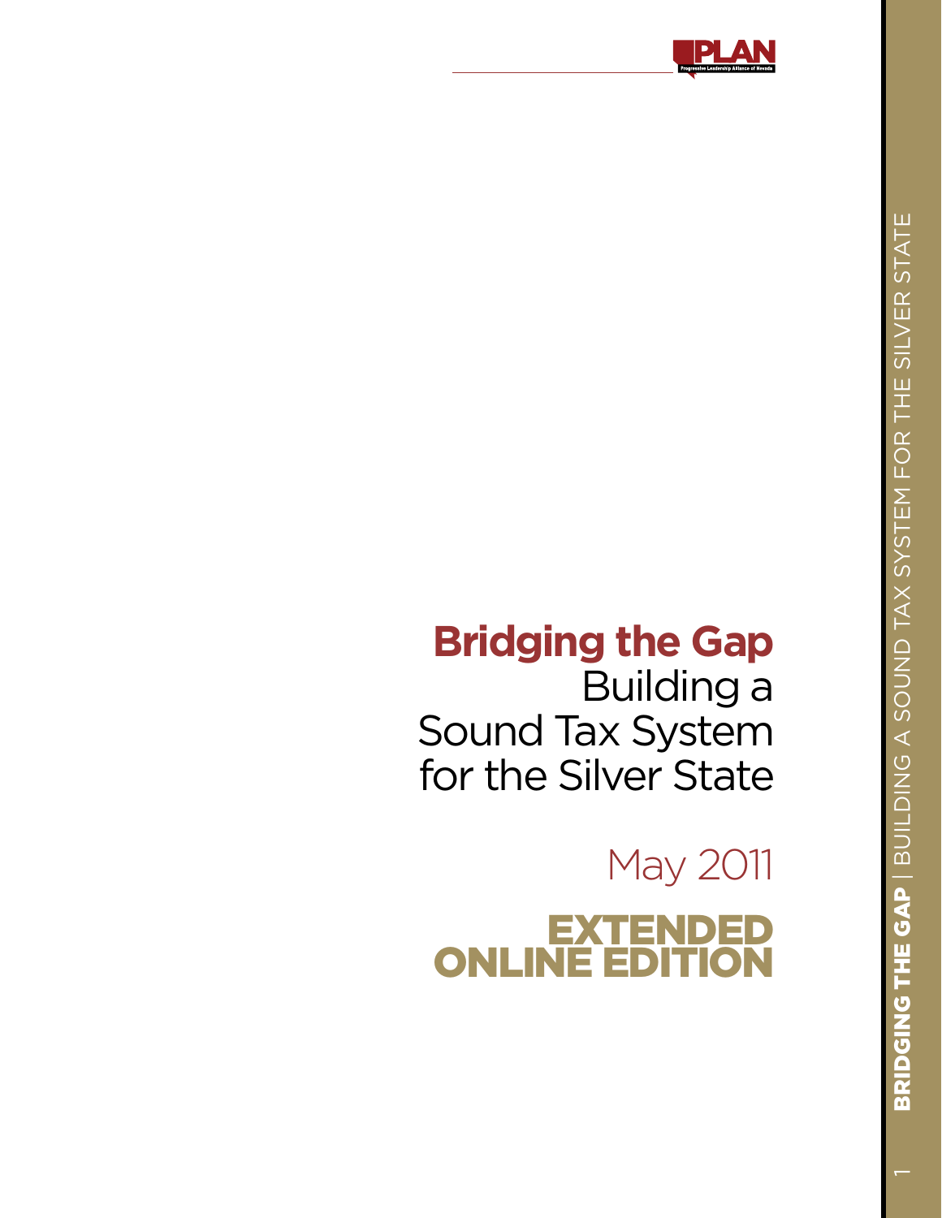# Bridging the Gap

Building a Sound Tax System for the Silver State

May 2011

EXTENDED ONLINE EDITION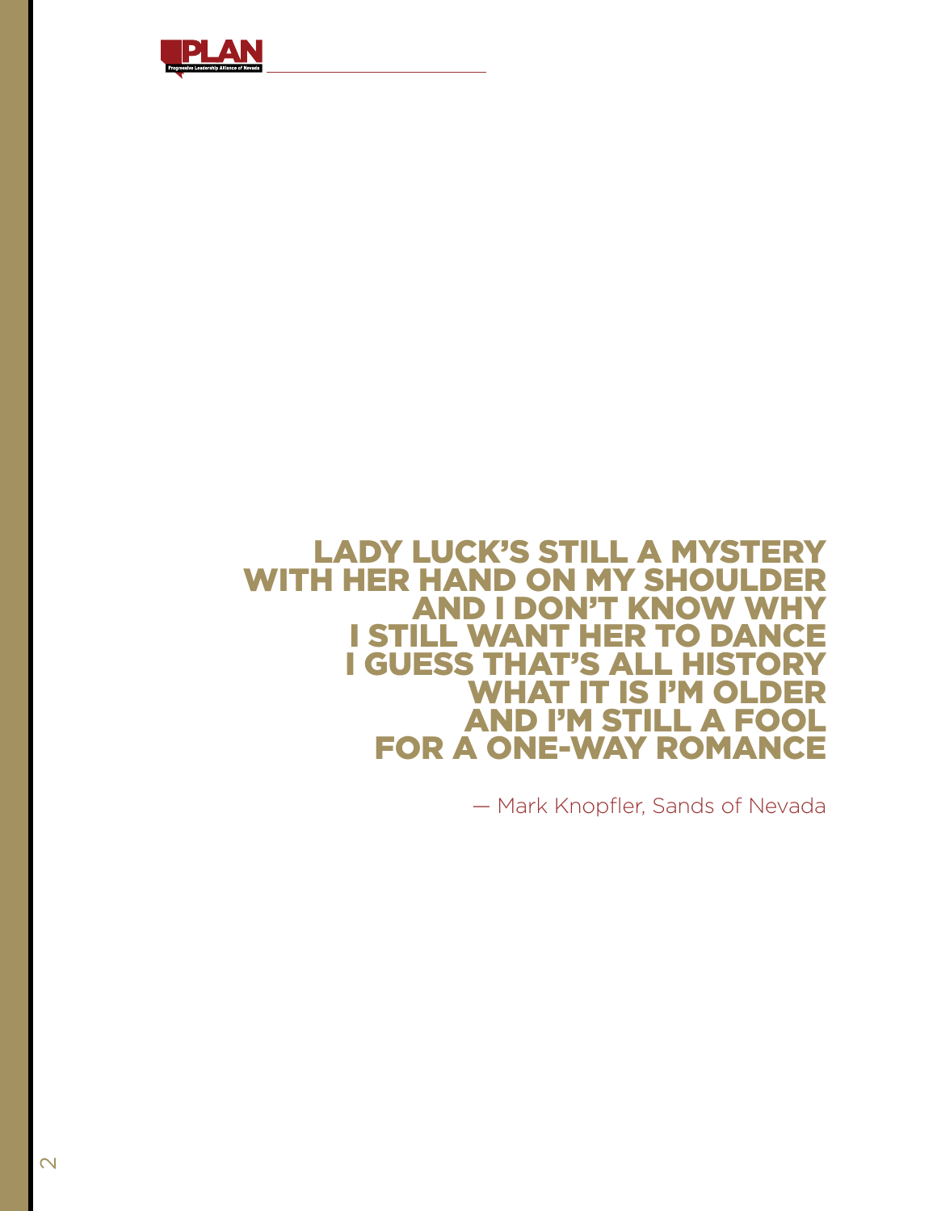> **LADY LUCK'S STILL A MYSTERY**
> **WITH HER HAND ON MY SHOULDER**
> **AND I DON'T KNOW WHY**
> **I STILL WANT HER TO DANCE**
> **I GUESS THAT'S ALL HISTORY**
> **WHAT IT IS I'M OLDER**
> **AND I'M STILL A FOOL**
> **FOR A ONE-WAY ROMANCE**
>
> — Mark Knopfler, Sands of Nevada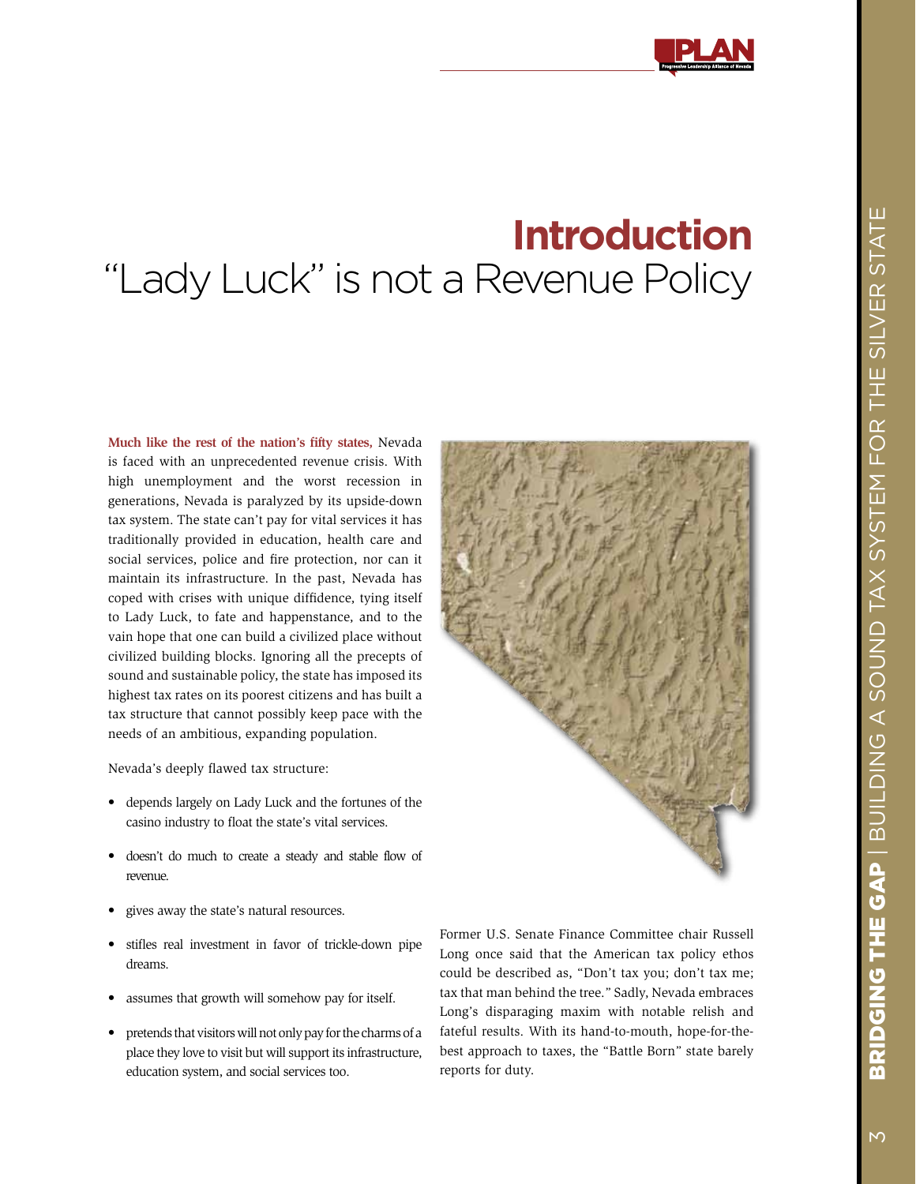# Introduction
## "Lady Luck" is not a Revenue Policy

**Much like the rest of the nation's fifty states,** Nevada is faced with an unprecedented revenue crisis. With high unemployment and the worst recession in generations, Nevada is paralyzed by its upside-down tax system. The state can't pay for vital services it has traditionally provided in education, health care and social services, police and fire protection, nor can it maintain its infrastructure. In the past, Nevada has coped with crises with unique diffidence, tying itself to Lady Luck, to fate and happenstance, and to the vain hope that one can build a civilized place without civilized building blocks. Ignoring all the precepts of sound and sustainable policy, the state has imposed its highest tax rates on its poorest citizens and has built a tax structure that cannot possibly keep pace with the needs of an ambitious, expanding population.

Nevada's deeply flawed tax structure:

- depends largely on Lady Luck and the fortunes of the casino industry to float the state's vital services.
- doesn't do much to create a steady and stable flow of revenue.
- gives away the state's natural resources.
- stifles real investment in favor of trickle-down pipe dreams.
- assumes that growth will somehow pay for itself.
- pretends that visitors will not only pay for the charms of a place they love to visit but will support its infrastructure, education system, and social services too.

Former U.S. Senate Finance Committee chair Russell Long once said that the American tax policy ethos could be described as, "Don't tax you; don't tax me; tax that man behind the tree." Sadly, Nevada embraces Long's disparaging maxim with notable relish and fateful results. With its hand-to-mouth, hope-for-the-best approach to taxes, the "Battle Born" state barely reports for duty.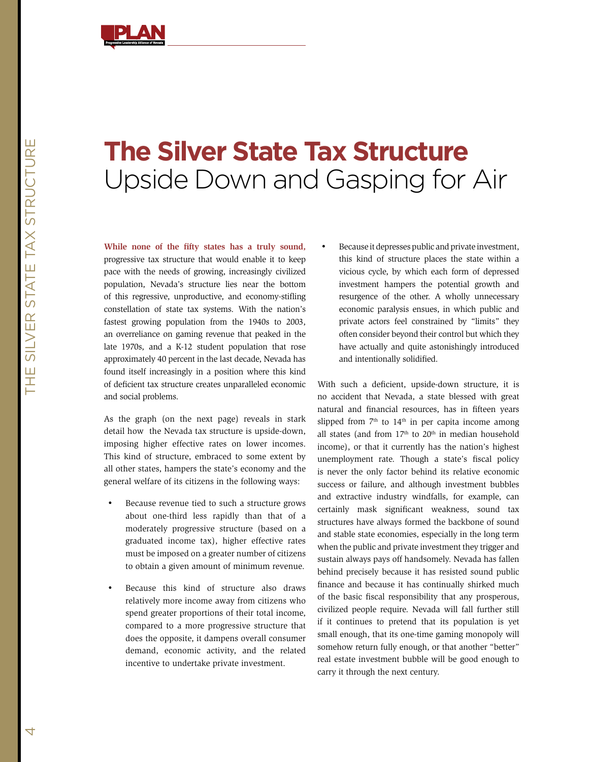# The Silver State Tax Structure
## Upside Down and Gasping for Air

**While none of the fifty states has a truly sound,** progressive tax structure that would enable it to keep pace with the needs of growing, increasingly civilized population, Nevada's structure lies near the bottom of this regressive, unproductive, and economy-stifling constellation of state tax systems. With the nation's fastest growing population from the 1940s to 2003, an overreliance on gaming revenue that peaked in the late 1970s, and a K-12 student population that rose approximately 40 percent in the last decade, Nevada has found itself increasingly in a position where this kind of deficient tax structure creates unparalleled economic and social problems.

As the graph (on the next page) reveals in stark detail how the Nevada tax structure is upside-down, imposing higher effective rates on lower incomes. This kind of structure, embraced to some extent by all other states, hampers the state's economy and the general welfare of its citizens in the following ways:

- Because revenue tied to such a structure grows about one-third less rapidly than that of a moderately progressive structure (based on a graduated income tax), higher effective rates must be imposed on a greater number of citizens to obtain a given amount of minimum revenue.
- Because this kind of structure also draws relatively more income away from citizens who spend greater proportions of their total income, compared to a more progressive structure that does the opposite, it dampens overall consumer demand, economic activity, and the related incentive to undertake private investment.
- Because it depresses public and private investment, this kind of structure places the state within a vicious cycle, by which each form of depressed investment hampers the potential growth and resurgence of the other. A wholly unnecessary economic paralysis ensues, in which public and private actors feel constrained by "limits" they often consider beyond their control but which they have actually and quite astonishingly introduced and intentionally solidified.

With such a deficient, upside-down structure, it is no accident that Nevada, a state blessed with great natural and financial resources, has in fifteen years slipped from 7th to 14th in per capita income among all states (and from 17th to 20th in median household income), or that it currently has the nation's highest unemployment rate. Though a state's fiscal policy is never the only factor behind its relative economic success or failure, and although investment bubbles and extractive industry windfalls, for example, can certainly mask significant weakness, sound tax structures have always formed the backbone of sound and stable state economies, especially in the long term when the public and private investment they trigger and sustain always pays off handsomely. Nevada has fallen behind precisely because it has resisted sound public finance and because it has continually shirked much of the basic fiscal responsibility that any prosperous, civilized people require. Nevada will fall further still if it continues to pretend that its population is yet small enough, that its one-time gaming monopoly will somehow return fully enough, or that another "better" real estate investment bubble will be good enough to carry it through the next century.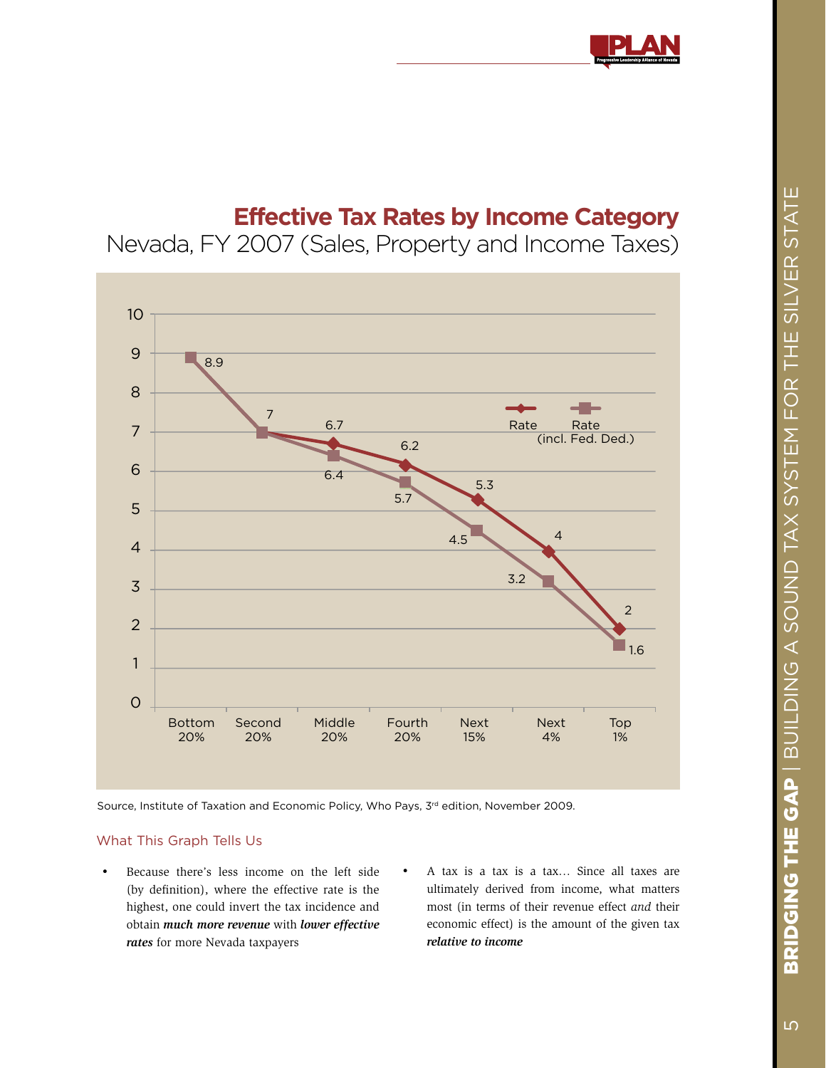## Effective Tax Rates by Income Category

Nevada, FY 2007 (Sales, Property and Income Taxes)

| Income Category | Rate | Rate (incl. Fed. Ded.) |
|---|---|---|
| Bottom 20% | 8.9 | 8.9 |
| Second 20% | 7 | 7 |
| Middle 20% | 6.7 | 6.4 |
| Fourth 20% | 6.2 | 5.7 |
| Next 15% | 5.3 | 4.5 |
| Next 4% | 4 | 3.2 |
| Top 1% | 2 | 1.6 |

Source, Institute of Taxation and Economic Policy, Who Pays, 3rd edition, November 2009.

### What This Graph Tells Us

- Because there's less income on the left side (by definition), where the effective rate is the highest, one could invert the tax incidence and obtain ***much more revenue*** with ***lower effective rates*** for more Nevada taxpayers
- A tax is a tax is a tax… Since all taxes are ultimately derived from income, what matters most (in terms of their revenue effect *and* their economic effect) is the amount of the given tax ***relative to income***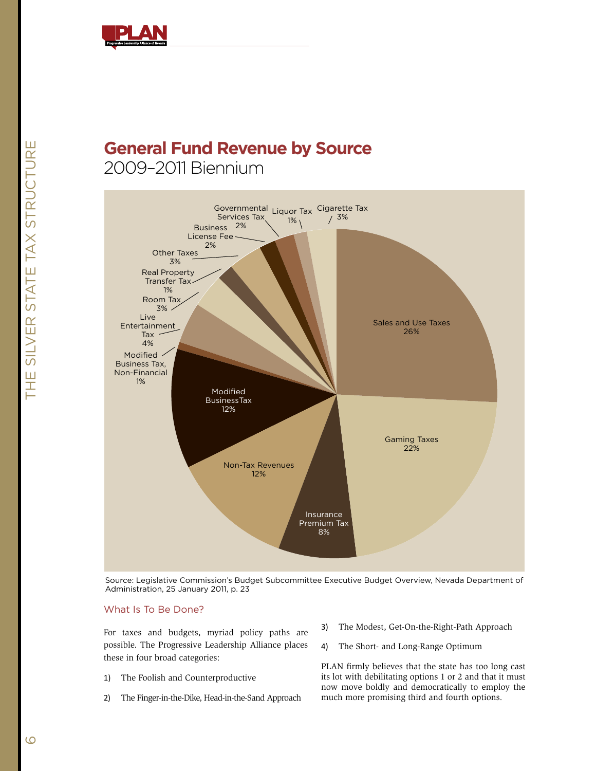## General Fund Revenue by Source
2009–2011 Biennium

| Source | Share |
|---|---|
| Sales and Use Taxes | 26% |
| Gaming Taxes | 22% |
| Insurance Premium Tax | 8% |
| Non-Tax Revenues | 12% |
| Modified Business Tax | 12% |
| Modified Business Tax, Non-Financial | 1% |
| Live Entertainment Tax | 4% |
| Room Tax | 3% |
| Real Property Transfer Tax | 1% |
| Other Taxes | 3% |
| Business License Fee | 2% |
| Governmental Services Tax | 2% |
| Liquor Tax | 1% |
| Cigarette Tax | 3% |

Source: Legislative Commission's Budget Subcommittee Executive Budget Overview, Nevada Department of Administration, 25 January 2011, p. 23

### What Is To Be Done?

For taxes and budgets, myriad policy paths are possible. The Progressive Leadership Alliance places these in four broad categories:

1) The Foolish and Counterproductive
2) The Finger-in-the-Dike, Head-in-the-Sand Approach
3) The Modest, Get-On-the-Right-Path Approach
4) The Short- and Long-Range Optimum

PLAN firmly believes that the state has too long cast its lot with debilitating options 1 or 2 and that it must now move boldly and democratically to employ the much more promising third and fourth options.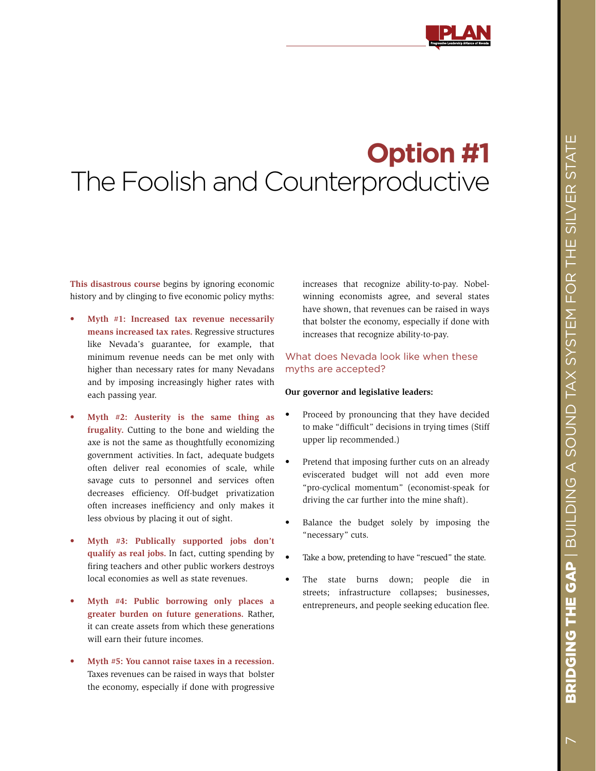# Option #1
## The Foolish and Counterproductive

**This disastrous course** begins by ignoring economic history and by clinging to five economic policy myths:

- **Myth #1: Increased tax revenue necessarily means increased tax rates.** Regressive structures like Nevada's guarantee, for example, that minimum revenue needs can be met only with higher than necessary rates for many Nevadans and by imposing increasingly higher rates with each passing year.

- **Myth #2: Austerity is the same thing as frugality.** Cutting to the bone and wielding the axe is not the same as thoughtfully economizing government activities. In fact, adequate budgets often deliver real economies of scale, while savage cuts to personnel and services often decreases efficiency. Off-budget privatization often increases inefficiency and only makes it less obvious by placing it out of sight.

- **Myth #3: Publically supported jobs don't qualify as real jobs.** In fact, cutting spending by firing teachers and other public workers destroys local economies as well as state revenues.

- **Myth #4: Public borrowing only places a greater burden on future generations.** Rather, it can create assets from which these generations will earn their future incomes.

- **Myth #5: You cannot raise taxes in a recession.** Taxes revenues can be raised in ways that bolster the economy, especially if done with progressive increases that recognize ability-to-pay. Nobel-winning economists agree, and several states have shown, that revenues can be raised in ways that bolster the economy, especially if done with increases that recognize ability-to-pay.

### What does Nevada look like when these myths are accepted?

**Our governor and legislative leaders:**

- Proceed by pronouncing that they have decided to make "difficult" decisions in trying times (Stiff upper lip recommended.)

- Pretend that imposing further cuts on an already eviscerated budget will not add even more "pro-cyclical momentum" (economist-speak for driving the car further into the mine shaft).

- Balance the budget solely by imposing the "necessary" cuts.

- Take a bow, pretending to have "rescued" the state.

- The state burns down; people die in streets; infrastructure collapses; businesses, entrepreneurs, and people seeking education flee.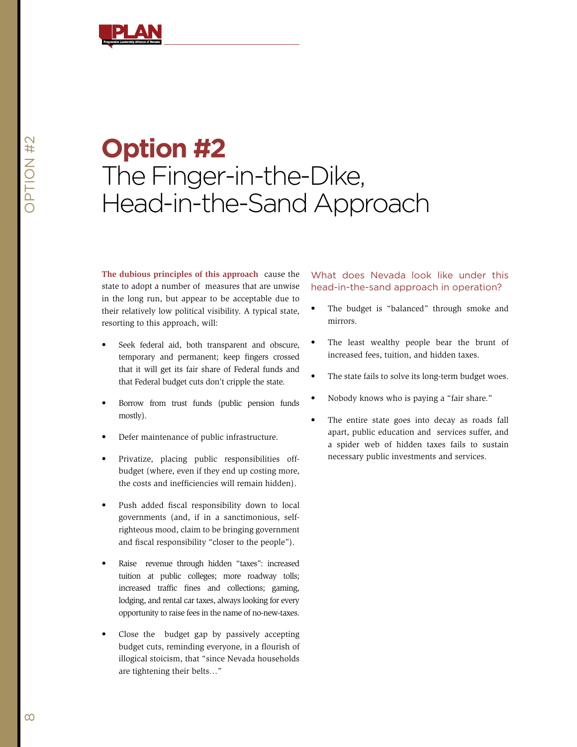# Option #2

## The Finger-in-the-Dike, Head-in-the-Sand Approach

**The dubious principles of this approach** cause the state to adopt a number of measures that are unwise in the long run, but appear to be acceptable due to their relatively low political visibility. A typical state, resorting to this approach, will:

- Seek federal aid, both transparent and obscure, temporary and permanent; keep fingers crossed that it will get its fair share of Federal funds and that Federal budget cuts don't cripple the state.
- Borrow from trust funds (public pension funds mostly).
- Defer maintenance of public infrastructure.
- Privatize, placing public responsibilities off-budget (where, even if they end up costing more, the costs and inefficiencies will remain hidden).
- Push added fiscal responsibility down to local governments (and, if in a sanctimonious, self-righteous mood, claim to be bringing government and fiscal responsibility "closer to the people").
- Raise revenue through hidden "taxes": increased tuition at public colleges; more roadway tolls; increased traffic fines and collections; gaming, lodging, and rental car taxes, always looking for every opportunity to raise fees in the name of no-new-taxes.
- Close the budget gap by passively accepting budget cuts, reminding everyone, in a flourish of illogical stoicism, that "since Nevada households are tightening their belts…"

### What does Nevada look like under this head-in-the-sand approach in operation?

- The budget is "balanced" through smoke and mirrors.
- The least wealthy people bear the brunt of increased fees, tuition, and hidden taxes.
- The state fails to solve its long-term budget woes.
- Nobody knows who is paying a "fair share."
- The entire state goes into decay as roads fall apart, public education and services suffer, and a spider web of hidden taxes fails to sustain necessary public investments and services.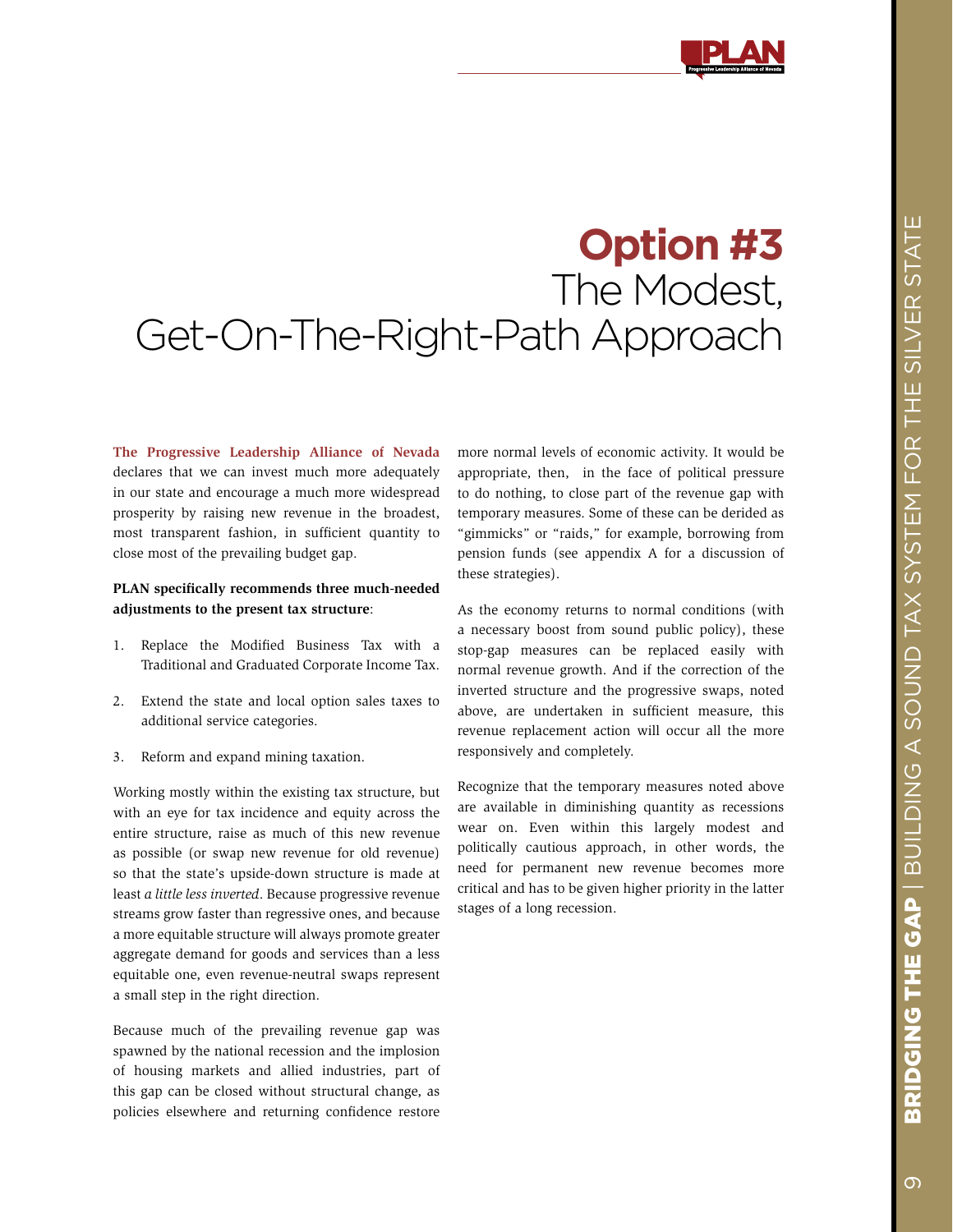# Option #3
## The Modest, Get-On-The-Right-Path Approach

**The Progressive Leadership Alliance of Nevada** declares that we can invest much more adequately in our state and encourage a much more widespread prosperity by raising new revenue in the broadest, most transparent fashion, in sufficient quantity to close most of the prevailing budget gap.

**PLAN specifically recommends three much-needed adjustments to the present tax structure**:

1. Replace the Modified Business Tax with a Traditional and Graduated Corporate Income Tax.
2. Extend the state and local option sales taxes to additional service categories.
3. Reform and expand mining taxation.

Working mostly within the existing tax structure, but with an eye for tax incidence and equity across the entire structure, raise as much of this new revenue as possible (or swap new revenue for old revenue) so that the state's upside-down structure is made at least *a little less inverted*. Because progressive revenue streams grow faster than regressive ones, and because a more equitable structure will always promote greater aggregate demand for goods and services than a less equitable one, even revenue-neutral swaps represent a small step in the right direction.

Because much of the prevailing revenue gap was spawned by the national recession and the implosion of housing markets and allied industries, part of this gap can be closed without structural change, as policies elsewhere and returning confidence restore more normal levels of economic activity. It would be appropriate, then, in the face of political pressure to do nothing, to close part of the revenue gap with temporary measures. Some of these can be derided as "gimmicks" or "raids," for example, borrowing from pension funds (see appendix A for a discussion of these strategies).

As the economy returns to normal conditions (with a necessary boost from sound public policy), these stop-gap measures can be replaced easily with normal revenue growth. And if the correction of the inverted structure and the progressive swaps, noted above, are undertaken in sufficient measure, this revenue replacement action will occur all the more responsively and completely.

Recognize that the temporary measures noted above are available in diminishing quantity as recessions wear on. Even within this largely modest and politically cautious approach, in other words, the need for permanent new revenue becomes more critical and has to be given higher priority in the latter stages of a long recession.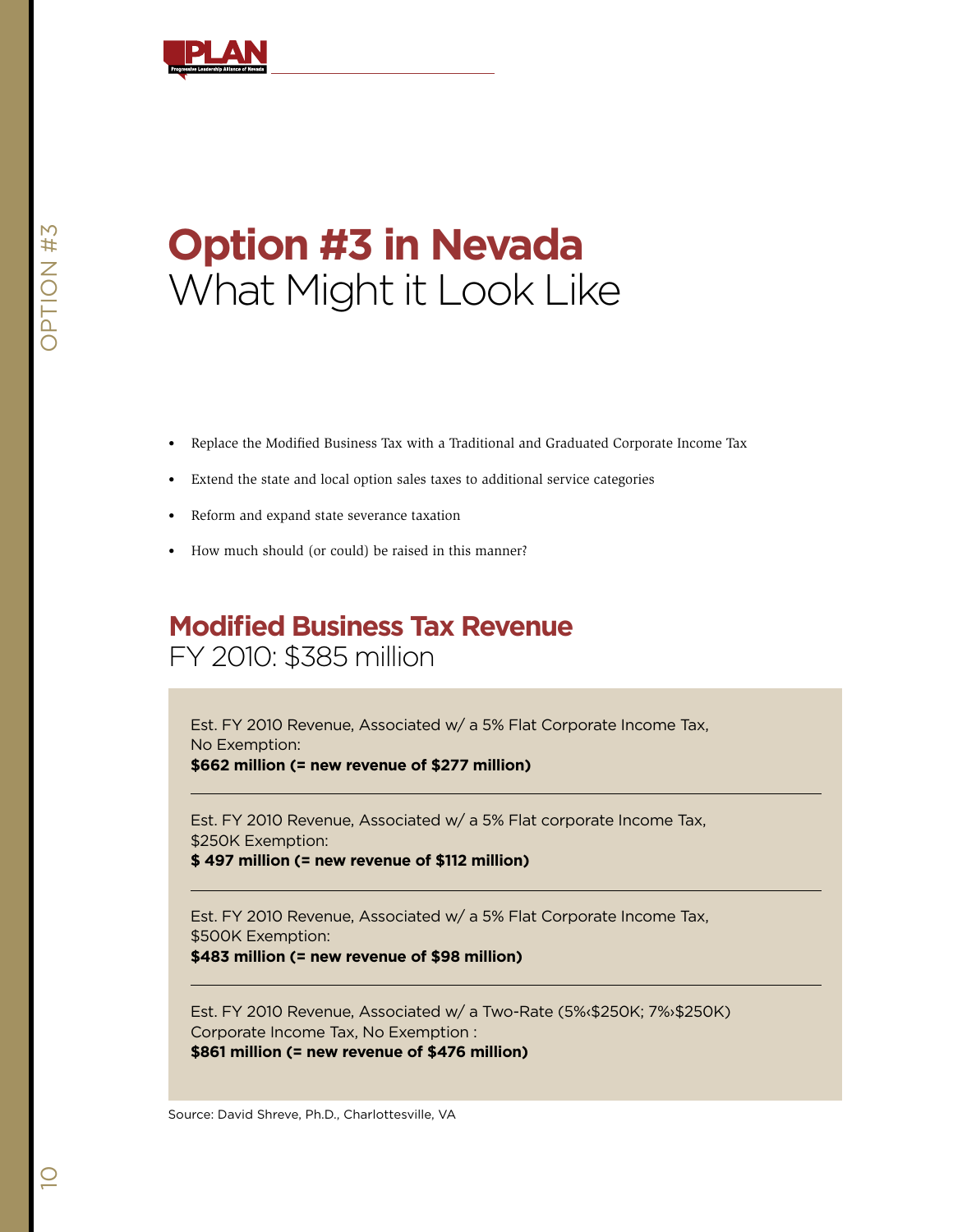# Option #3 in Nevada
## What Might it Look Like

- Replace the Modified Business Tax with a Traditional and Graduated Corporate Income Tax
- Extend the state and local option sales taxes to additional service categories
- Reform and expand state severance taxation
- How much should (or could) be raised in this manner?

## Modified Business Tax Revenue
### FY 2010: $385 million

Est. FY 2010 Revenue, Associated w/ a 5% Flat Corporate Income Tax, No Exemption:
**$662 million (= new revenue of $277 million)**

---

Est. FY 2010 Revenue, Associated w/ a 5% Flat corporate Income Tax, $250K Exemption:
**$ 497 million (= new revenue of $112 million)**

---

Est. FY 2010 Revenue, Associated w/ a 5% Flat Corporate Income Tax, $500K Exemption:
**$483 million (= new revenue of $98 million)**

---

Est. FY 2010 Revenue, Associated w/ a Two-Rate (5%‹$250K; 7%›$250K) Corporate Income Tax, No Exemption :
**$861 million (= new revenue of $476 million)**

Source: David Shreve, Ph.D., Charlottesville, VA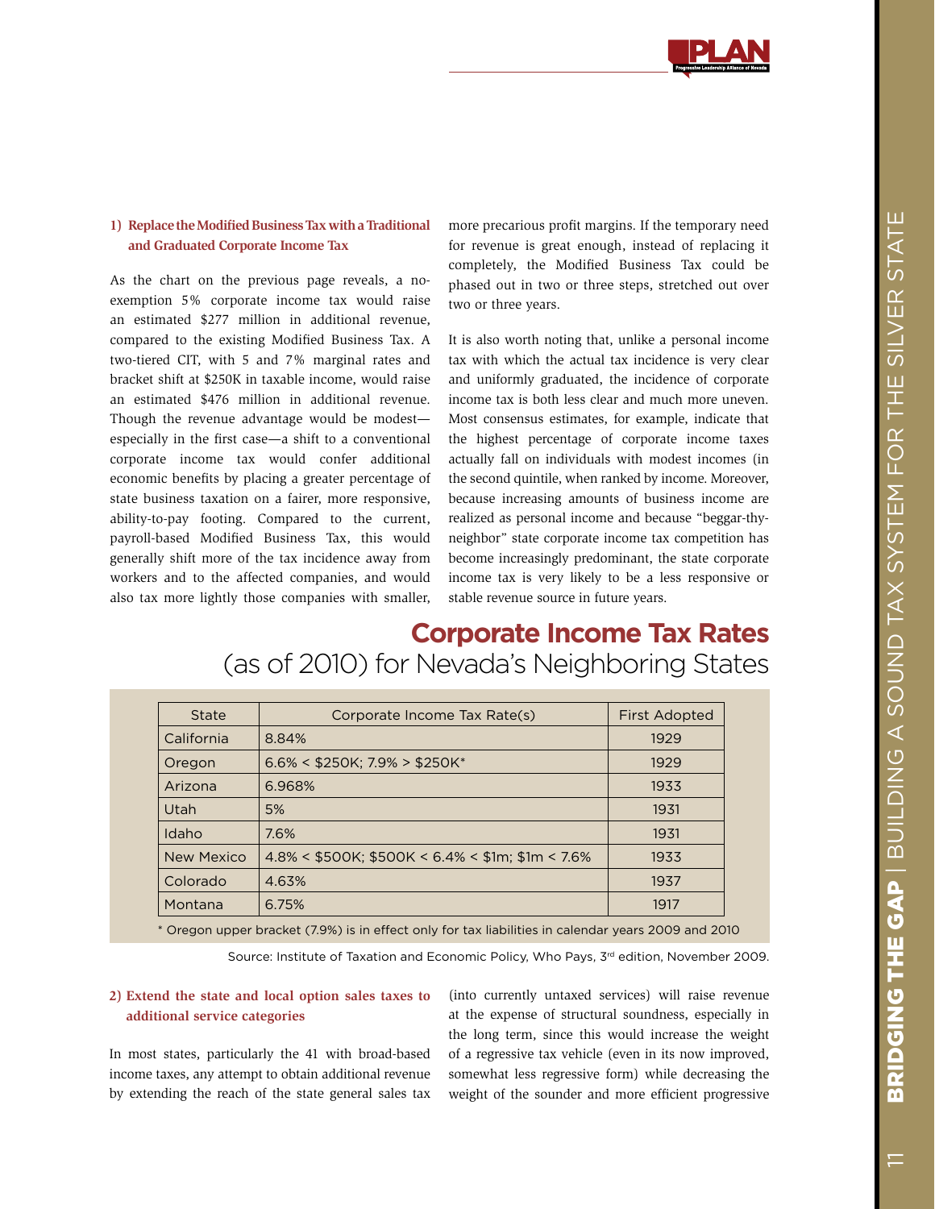### 1) Replace the Modified Business Tax with a Traditional and Graduated Corporate Income Tax

As the chart on the previous page reveals, a no-exemption 5% corporate income tax would raise an estimated $277 million in additional revenue, compared to the existing Modified Business Tax. A two-tiered CIT, with 5 and 7% marginal rates and bracket shift at $250K in taxable income, would raise an estimated $476 million in additional revenue. Though the revenue advantage would be modest—especially in the first case—a shift to a conventional corporate income tax would confer additional economic benefits by placing a greater percentage of state business taxation on a fairer, more responsive, ability-to-pay footing. Compared to the current, payroll-based Modified Business Tax, this would generally shift more of the tax incidence away from workers and to the affected companies, and would also tax more lightly those companies with smaller, more precarious profit margins. If the temporary need for revenue is great enough, instead of replacing it completely, the Modified Business Tax could be phased out in two or three steps, stretched out over two or three years.

It is also worth noting that, unlike a personal income tax with which the actual tax incidence is very clear and uniformly graduated, the incidence of corporate income tax is both less clear and much more uneven. Most consensus estimates, for example, indicate that the highest percentage of corporate income taxes actually fall on individuals with modest incomes (in the second quintile, when ranked by income. Moreover, because increasing amounts of business income are realized as personal income and because "beggar-thy-neighbor" state corporate income tax competition has become increasingly predominant, the state corporate income tax is very likely to be a less responsive or stable revenue source in future years.

## Corporate Income Tax Rates
(as of 2010) for Nevada's Neighboring States

| State | Corporate Income Tax Rate(s) | First Adopted |
|---|---|---|
| California | 8.84% | 1929 |
| Oregon | 6.6% < $250K; 7.9% > $250K* | 1929 |
| Arizona | 6.968% | 1933 |
| Utah | 5% | 1931 |
| Idaho | 7.6% | 1931 |
| New Mexico | 4.8% < $500K; $500K < 6.4% < $1m; $1m < 7.6% | 1933 |
| Colorado | 4.63% | 1937 |
| Montana | 6.75% | 1917 |

* Oregon upper bracket (7.9%) is in effect only for tax liabilities in calendar years 2009 and 2010

Source: Institute of Taxation and Economic Policy, Who Pays, 3rd edition, November 2009.

### 2) Extend the state and local option sales taxes to additional service categories

In most states, particularly the 41 with broad-based income taxes, any attempt to obtain additional revenue by extending the reach of the state general sales tax (into currently untaxed services) will raise revenue at the expense of structural soundness, especially in the long term, since this would increase the weight of a regressive tax vehicle (even in its now improved, somewhat less regressive form) while decreasing the weight of the sounder and more efficient progressive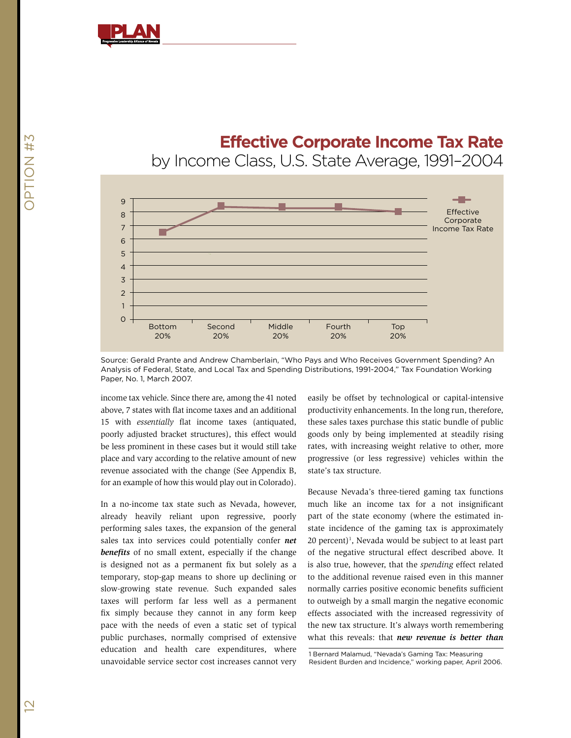## Effective Corporate Income Tax Rate

by Income Class, U.S. State Average, 1991–2004

Source: Gerald Prante and Andrew Chamberlain, "Who Pays and Who Receives Government Spending? An Analysis of Federal, State, and Local Tax and Spending Distributions, 1991-2004," Tax Foundation Working Paper, No. 1, March 2007.

income tax vehicle. Since there are, among the 41 noted above, 7 states with flat income taxes and an additional 15 with *essentially* flat income taxes (antiquated, poorly adjusted bracket structures), this effect would be less prominent in these cases but it would still take place and vary according to the relative amount of new revenue associated with the change (See Appendix B, for an example of how this would play out in Colorado).

In a no-income tax state such as Nevada, however, already heavily reliant upon regressive, poorly performing sales taxes, the expansion of the general sales tax into services could potentially confer ***net benefits*** of no small extent, especially if the change is designed not as a permanent fix but solely as a temporary, stop-gap means to shore up declining or slow-growing state revenue. Such expanded sales taxes will perform far less well as a permanent fix simply because they cannot in any form keep pace with the needs of even a static set of typical public purchases, normally comprised of extensive education and health care expenditures, where unavoidable service sector cost increases cannot very easily be offset by technological or capital-intensive productivity enhancements. In the long run, therefore, these sales taxes purchase this static bundle of public goods only by being implemented at steadily rising rates, with increasing weight relative to other, more progressive (or less regressive) vehicles within the state's tax structure.

Because Nevada's three-tiered gaming tax functions much like an income tax for a not insignificant part of the state economy (where the estimated in-state incidence of the gaming tax is approximately 20 percent)[1], Nevada would be subject to at least part of the negative structural effect described above. It is also true, however, that the *spending* effect related to the additional revenue raised even in this manner normally carries positive economic benefits sufficient to outweigh by a small margin the negative economic effects associated with the increased regressivity of the new tax structure. It's always worth remembering what this reveals: that ***new revenue is better than***

1 Bernard Malamud, "Nevada's Gaming Tax: Measuring Resident Burden and Incidence," working paper, April 2006.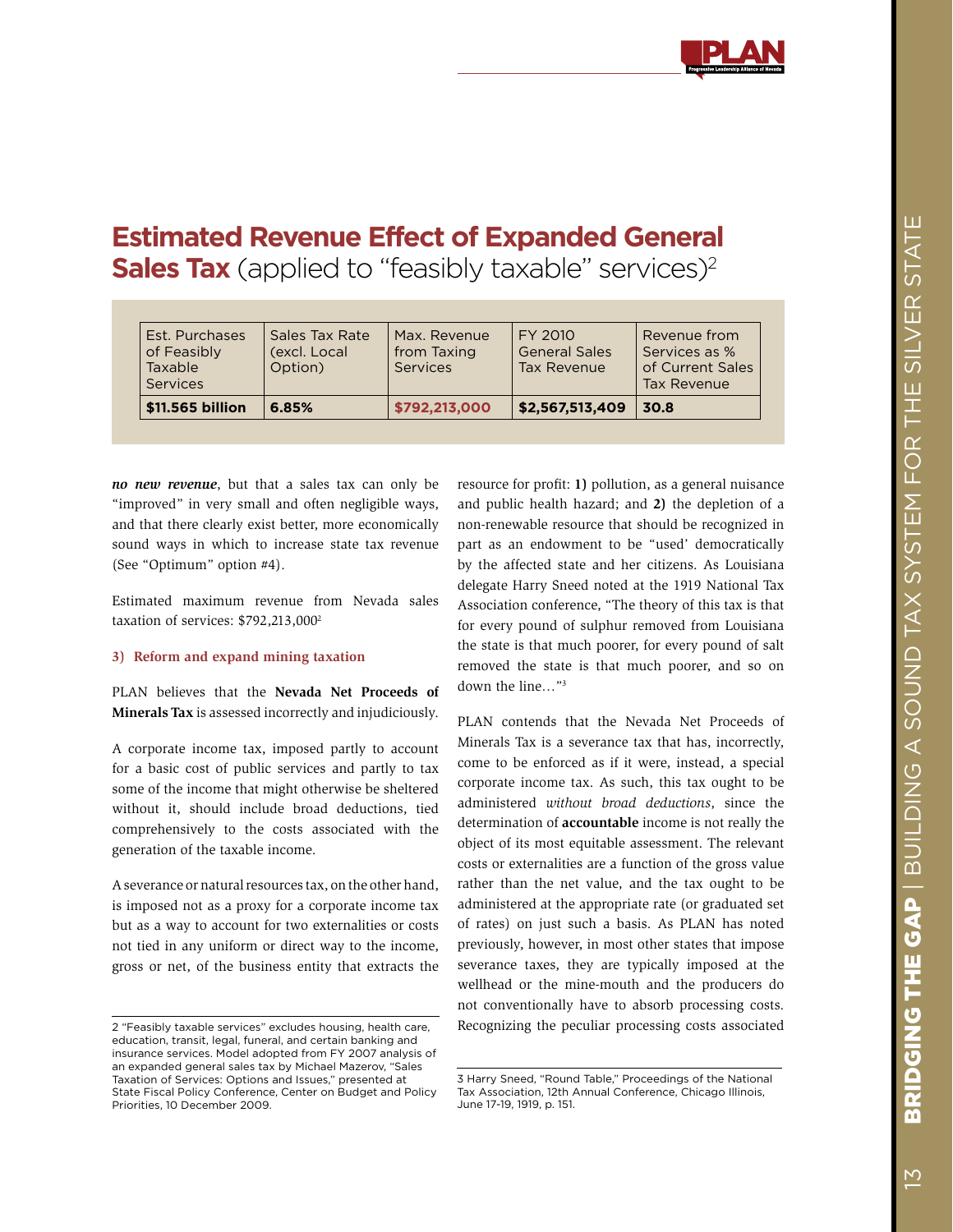## **Estimated Revenue Effect of Expanded General Sales Tax** (applied to "feasibly taxable" services)[2]

| Est. Purchases of Feasibly Taxable Services | Sales Tax Rate (excl. Local Option) | Max. Revenue from Taxing Services | FY 2010 General Sales Tax Revenue | Revenue from Services as % of Current Sales Tax Revenue |
|---|---|---|---|---|
| **$11.565 billion** | **6.85%** | **$792,213,000** | **$2,567,513,409** | **30.8** |

***no new revenue***, but that a sales tax can only be "improved" in very small and often negligible ways, and that there clearly exist better, more economically sound ways in which to increase state tax revenue (See "Optimum" option #4).

Estimated maximum revenue from Nevada sales taxation of services: $792,213,000[2]

### 3) Reform and expand mining taxation

PLAN believes that the **Nevada Net Proceeds of Minerals Tax** is assessed incorrectly and injudiciously.

A corporate income tax, imposed partly to account for a basic cost of public services and partly to tax some of the income that might otherwise be sheltered without it, should include broad deductions, tied comprehensively to the costs associated with the generation of the taxable income.

A severance or natural resources tax, on the other hand, is imposed not as a proxy for a corporate income tax but as a way to account for two externalities or costs not tied in any uniform or direct way to the income, gross or net, of the business entity that extracts the resource for profit: **1)** pollution, as a general nuisance and public health hazard; and **2)** the depletion of a non-renewable resource that should be recognized in part as an endowment to be "used' democratically by the affected state and her citizens. As Louisiana delegate Harry Sneed noted at the 1919 National Tax Association conference, "The theory of this tax is that for every pound of sulphur removed from Louisiana the state is that much poorer, for every pound of salt removed the state is that much poorer, and so on down the line…"[3]

PLAN contends that the Nevada Net Proceeds of Minerals Tax is a severance tax that has, incorrectly, come to be enforced as if it were, instead, a special corporate income tax. As such, this tax ought to be administered *without broad deductions*, since the determination of **accountable** income is not really the object of its most equitable assessment. The relevant costs or externalities are a function of the gross value rather than the net value, and the tax ought to be administered at the appropriate rate (or graduated set of rates) on just such a basis. As PLAN has noted previously, however, in most other states that impose severance taxes, they are typically imposed at the wellhead or the mine-mouth and the producers do not conventionally have to absorb processing costs. Recognizing the peculiar processing costs associated

2 "Feasibly taxable services" excludes housing, health care, education, transit, legal, funeral, and certain banking and insurance services. Model adopted from FY 2007 analysis of an expanded general sales tax by Michael Mazerov, "Sales Taxation of Services: Options and Issues," presented at State Fiscal Policy Conference, Center on Budget and Policy Priorities, 10 December 2009.

3 Harry Sneed, "Round Table," Proceedings of the National Tax Association, 12th Annual Conference, Chicago Illinois, June 17-19, 1919, p. 151.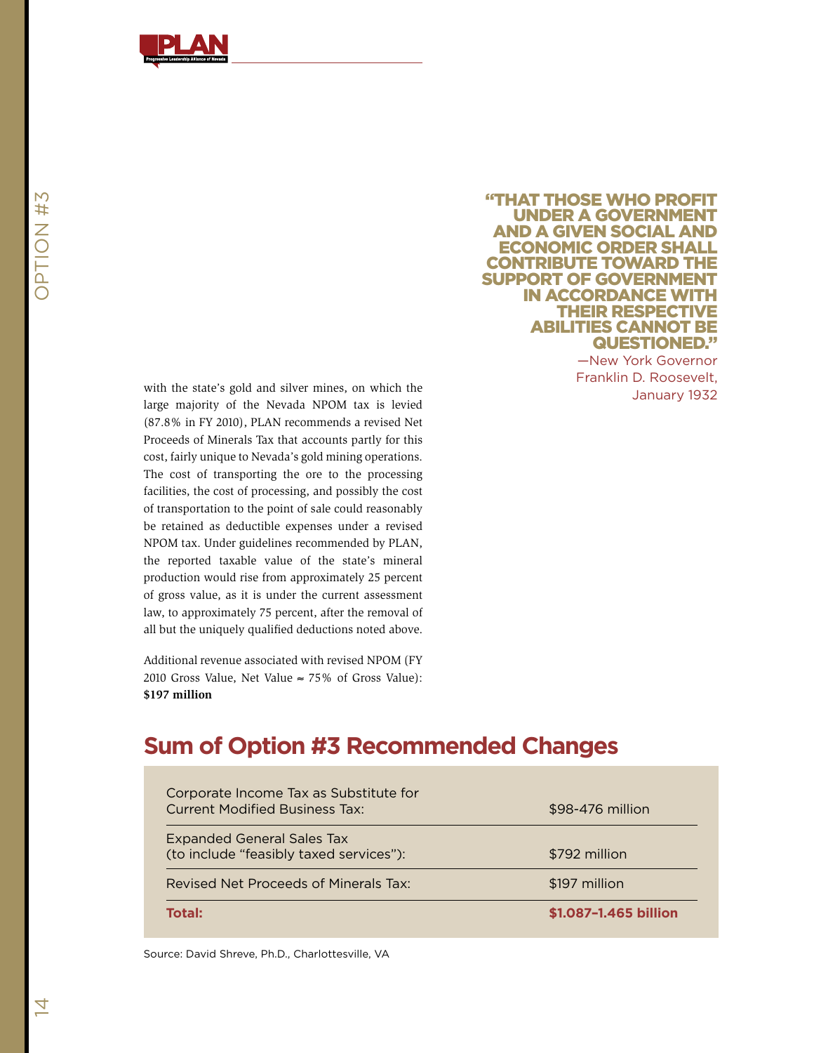> "THAT THOSE WHO PROFIT UNDER A GOVERNMENT AND A GIVEN SOCIAL AND ECONOMIC ORDER SHALL CONTRIBUTE TOWARD THE SUPPORT OF GOVERNMENT IN ACCORDANCE WITH THEIR RESPECTIVE ABILITIES CANNOT BE QUESTIONED."
>
> —New York Governor Franklin D. Roosevelt, January 1932

with the state's gold and silver mines, on which the large majority of the Nevada NPOM tax is levied (87.8% in FY 2010), PLAN recommends a revised Net Proceeds of Minerals Tax that accounts partly for this cost, fairly unique to Nevada's gold mining operations. The cost of transporting the ore to the processing facilities, the cost of processing, and possibly the cost of transportation to the point of sale could reasonably be retained as deductible expenses under a revised NPOM tax. Under guidelines recommended by PLAN, the reported taxable value of the state's mineral production would rise from approximately 25 percent of gross value, as it is under the current assessment law, to approximately 75 percent, after the removal of all but the uniquely qualified deductions noted above.

Additional revenue associated with revised NPOM (FY 2010 Gross Value, Net Value ≈ 75% of Gross Value): **$197 million**

## Sum of Option #3 Recommended Changes

| | |
|---|---|
| Corporate Income Tax as Substitute for Current Modified Business Tax: | $98-476 million |
| Expanded General Sales Tax (to include "feasibly taxed services"): | $792 million |
| Revised Net Proceeds of Minerals Tax: | $197 million |
| **Total:** | **$1.087–1.465 billion** |

Source: David Shreve, Ph.D., Charlottesville, VA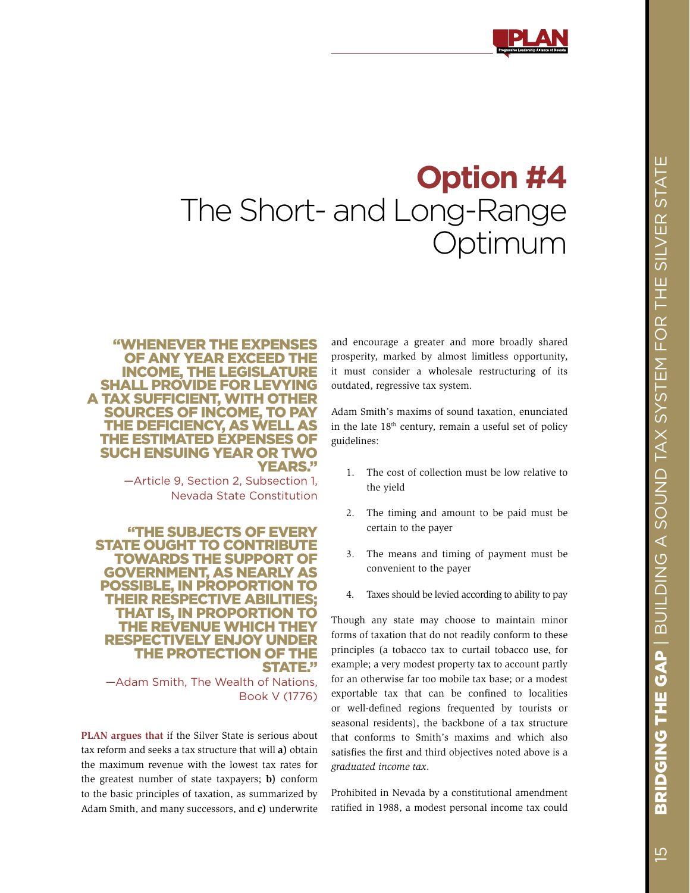# Option #4

## The Short- and Long-Range Optimum

**"WHENEVER THE EXPENSES OF ANY YEAR EXCEED THE INCOME, THE LEGISLATURE SHALL PROVIDE FOR LEVYING A TAX SUFFICIENT, WITH OTHER SOURCES OF INCOME, TO PAY THE DEFICIENCY, AS WELL AS THE ESTIMATED EXPENSES OF SUCH ENSUING YEAR OR TWO YEARS."**

—Article 9, Section 2, Subsection 1, Nevada State Constitution

**"THE SUBJECTS OF EVERY STATE OUGHT TO CONTRIBUTE TOWARDS THE SUPPORT OF GOVERNMENT, AS NEARLY AS POSSIBLE, IN PROPORTION TO THEIR RESPECTIVE ABILITIES; THAT IS, IN PROPORTION TO THE REVENUE WHICH THEY RESPECTIVELY ENJOY UNDER THE PROTECTION OF THE STATE."**

—Adam Smith, The Wealth of Nations, Book V (1776)

**PLAN argues that** if the Silver State is serious about tax reform and seeks a tax structure that will **a)** obtain the maximum revenue with the lowest tax rates for the greatest number of state taxpayers; **b)** conform to the basic principles of taxation, as summarized by Adam Smith, and many successors, and **c)** underwrite and encourage a greater and more broadly shared prosperity, marked by almost limitless opportunity, it must consider a wholesale restructuring of its outdated, regressive tax system.

Adam Smith's maxims of sound taxation, enunciated in the late 18th century, remain a useful set of policy guidelines:

1. The cost of collection must be low relative to the yield
2. The timing and amount to be paid must be certain to the payer
3. The means and timing of payment must be convenient to the payer
4. Taxes should be levied according to ability to pay

Though any state may choose to maintain minor forms of taxation that do not readily conform to these principles (a tobacco tax to curtail tobacco use, for example; a very modest property tax to account partly for an otherwise far too mobile tax base; or a modest exportable tax that can be confined to localities or well-defined regions frequented by tourists or seasonal residents), the backbone of a tax structure that conforms to Smith's maxims and which also satisfies the first and third objectives noted above is a *graduated income tax*.

Prohibited in Nevada by a constitutional amendment ratified in 1988, a modest personal income tax could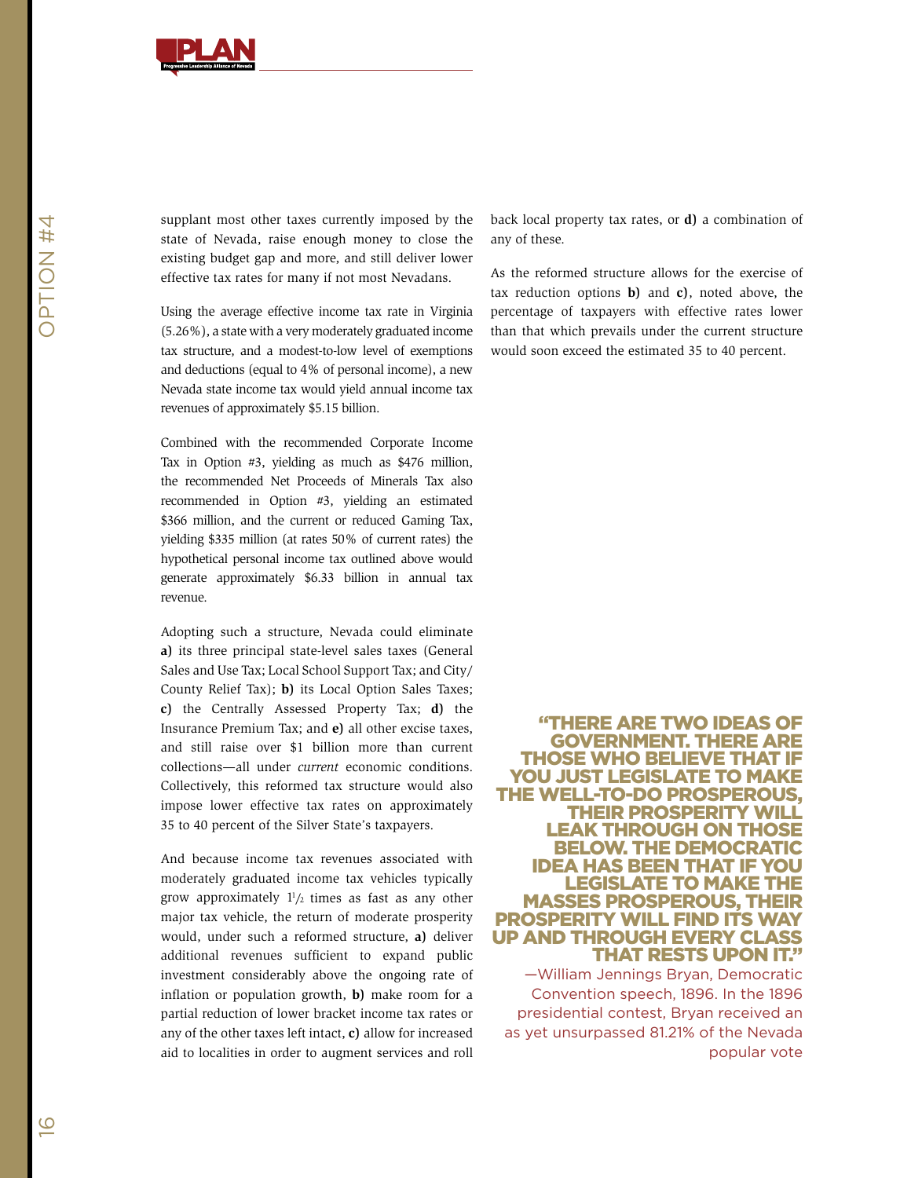supplant most other taxes currently imposed by the state of Nevada, raise enough money to close the existing budget gap and more, and still deliver lower effective tax rates for many if not most Nevadans.

Using the average effective income tax rate in Virginia (5.26%), a state with a very moderately graduated income tax structure, and a modest-to-low level of exemptions and deductions (equal to 4% of personal income), a new Nevada state income tax would yield annual income tax revenues of approximately $5.15 billion.

Combined with the recommended Corporate Income Tax in Option #3, yielding as much as $476 million, the recommended Net Proceeds of Minerals Tax also recommended in Option #3, yielding an estimated $366 million, and the current or reduced Gaming Tax, yielding $335 million (at rates 50% of current rates) the hypothetical personal income tax outlined above would generate approximately $6.33 billion in annual tax revenue.

Adopting such a structure, Nevada could eliminate **a)** its three principal state-level sales taxes (General Sales and Use Tax; Local School Support Tax; and City/County Relief Tax); **b)** its Local Option Sales Taxes; **c)** the Centrally Assessed Property Tax; **d)** the Insurance Premium Tax; and **e)** all other excise taxes, and still raise over $1 billion more than current collections—all under *current* economic conditions. Collectively, this reformed tax structure would also impose lower effective tax rates on approximately 35 to 40 percent of the Silver State's taxpayers.

And because income tax revenues associated with moderately graduated income tax vehicles typically grow approximately 1½ times as fast as any other major tax vehicle, the return of moderate prosperity would, under such a reformed structure, **a)** deliver additional revenues sufficient to expand public investment considerably above the ongoing rate of inflation or population growth, **b)** make room for a partial reduction of lower bracket income tax rates or any of the other taxes left intact, **c)** allow for increased aid to localities in order to augment services and roll back local property tax rates, or **d)** a combination of any of these.

As the reformed structure allows for the exercise of tax reduction options **b)** and **c)**, noted above, the percentage of taxpayers with effective rates lower than that which prevails under the current structure would soon exceed the estimated 35 to 40 percent.

**"THERE ARE TWO IDEAS OF GOVERNMENT. THERE ARE THOSE WHO BELIEVE THAT IF YOU JUST LEGISLATE TO MAKE THE WELL-TO-DO PROSPEROUS, THEIR PROSPERITY WILL LEAK THROUGH ON THOSE BELOW. THE DEMOCRATIC IDEA HAS BEEN THAT IF YOU LEGISLATE TO MAKE THE MASSES PROSPEROUS, THEIR PROSPERITY WILL FIND ITS WAY UP AND THROUGH EVERY CLASS THAT RESTS UPON IT."**

—William Jennings Bryan, Democratic Convention speech, 1896. In the 1896 presidential contest, Bryan received an as yet unsurpassed 81.21% of the Nevada popular vote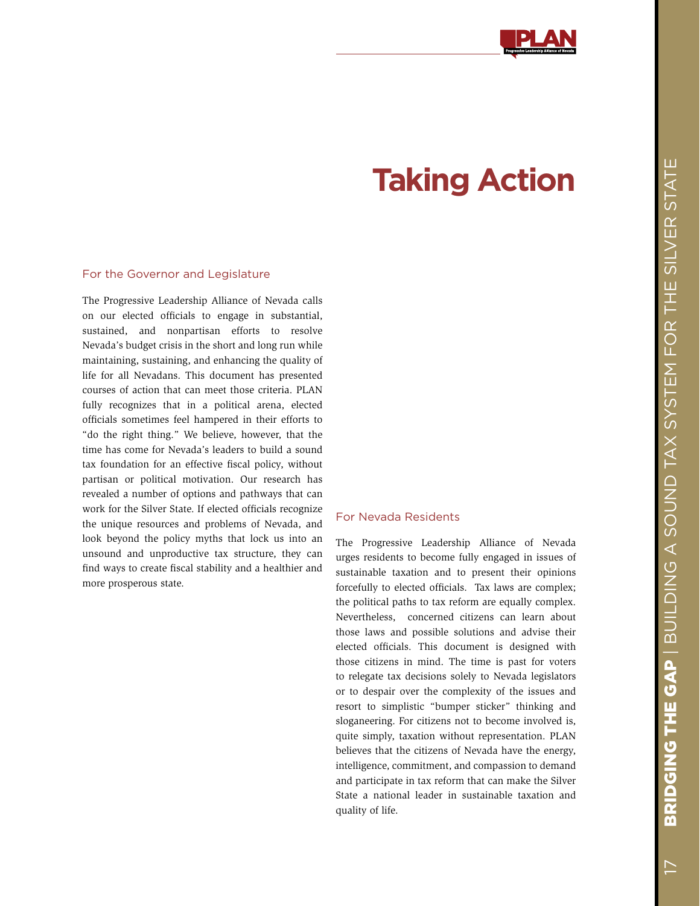# Taking Action

## For the Governor and Legislature

The Progressive Leadership Alliance of Nevada calls on our elected officials to engage in substantial, sustained, and nonpartisan efforts to resolve Nevada's budget crisis in the short and long run while maintaining, sustaining, and enhancing the quality of life for all Nevadans. This document has presented courses of action that can meet those criteria. PLAN fully recognizes that in a political arena, elected officials sometimes feel hampered in their efforts to "do the right thing." We believe, however, that the time has come for Nevada's leaders to build a sound tax foundation for an effective fiscal policy, without partisan or political motivation. Our research has revealed a number of options and pathways that can work for the Silver State. If elected officials recognize the unique resources and problems of Nevada, and look beyond the policy myths that lock us into an unsound and unproductive tax structure, they can find ways to create fiscal stability and a healthier and more prosperous state.

## For Nevada Residents

The Progressive Leadership Alliance of Nevada urges residents to become fully engaged in issues of sustainable taxation and to present their opinions forcefully to elected officials. Tax laws are complex; the political paths to tax reform are equally complex. Nevertheless, concerned citizens can learn about those laws and possible solutions and advise their elected officials. This document is designed with those citizens in mind. The time is past for voters to relegate tax decisions solely to Nevada legislators or to despair over the complexity of the issues and resort to simplistic "bumper sticker" thinking and sloganeering. For citizens not to become involved is, quite simply, taxation without representation. PLAN believes that the citizens of Nevada have the energy, intelligence, commitment, and compassion to demand and participate in tax reform that can make the Silver State a national leader in sustainable taxation and quality of life.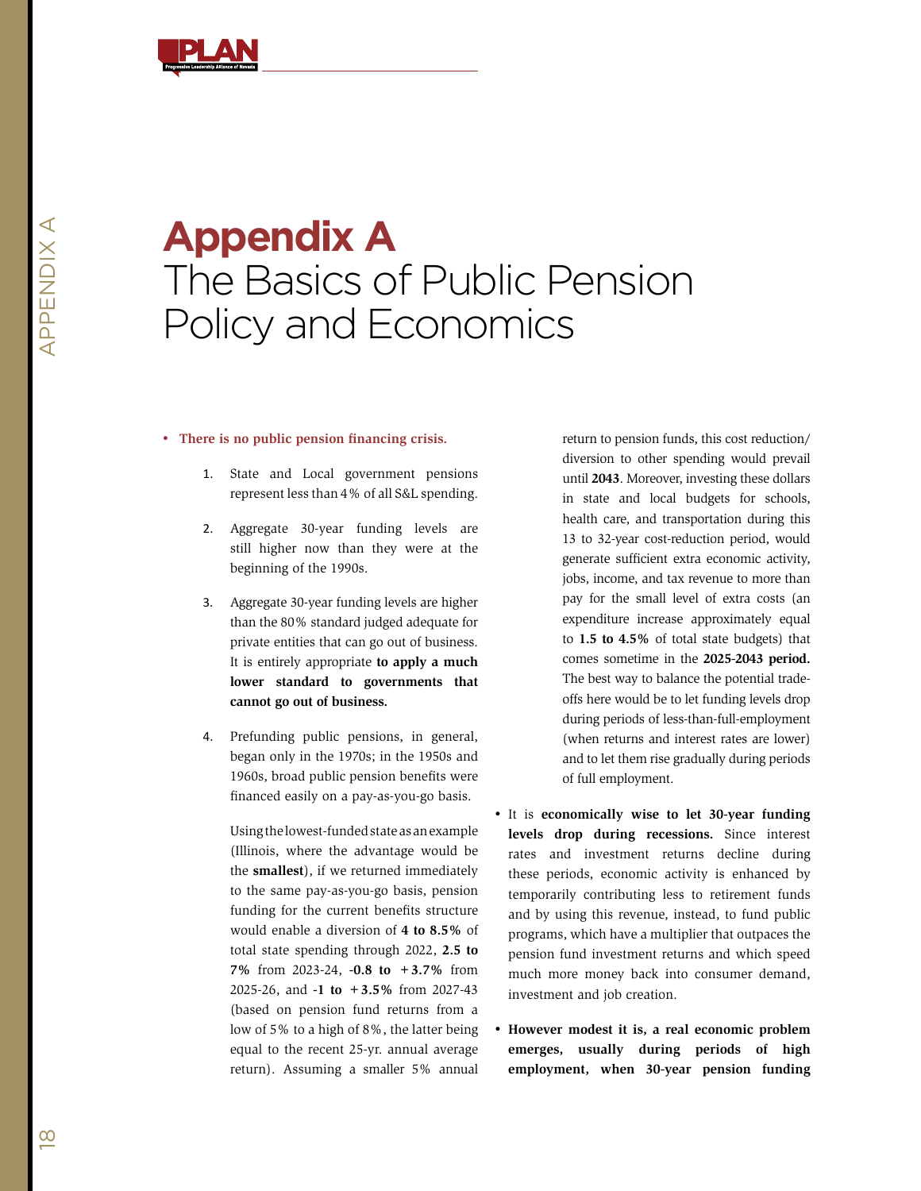# Appendix A
The Basics of Public Pension Policy and Economics

- **There is no public pension financing crisis.**

    1. State and Local government pensions represent less than 4% of all S&L spending.

    2. Aggregate 30-year funding levels are still higher now than they were at the beginning of the 1990s.

    3. Aggregate 30-year funding levels are higher than the 80% standard judged adequate for private entities that can go out of business. It is entirely appropriate **to apply a much lower standard to governments that cannot go out of business.**

    4. Prefunding public pensions, in general, began only in the 1970s; in the 1950s and 1960s, broad public pension benefits were financed easily on a pay-as-you-go basis.

        Using the lowest-funded state as an example (Illinois, where the advantage would be the **smallest**), if we returned immediately to the same pay-as-you-go basis, pension funding for the current benefits structure would enable a diversion of **4 to 8.5%** of total state spending through 2022, **2.5 to 7%** from 2023-24, **-0.8 to +3.7%** from 2025-26, and **-1 to +3.5%** from 2027-43 (based on pension fund returns from a low of 5% to a high of 8%, the latter being equal to the recent 25-yr. annual average return). Assuming a smaller 5% annual return to pension funds, this cost reduction/diversion to other spending would prevail until **2043**. Moreover, investing these dollars in state and local budgets for schools, health care, and transportation during this 13 to 32-year cost-reduction period, would generate sufficient extra economic activity, jobs, income, and tax revenue to more than pay for the small level of extra costs (an expenditure increase approximately equal to **1.5 to 4.5%** of total state budgets) that comes sometime in the **2025-2043 period.** The best way to balance the potential trade-offs here would be to let funding levels drop during periods of less-than-full-employment (when returns and interest rates are lower) and to let them rise gradually during periods of full employment.

- It is **economically wise to let 30-year funding levels drop during recessions.** Since interest rates and investment returns decline during these periods, economic activity is enhanced by temporarily contributing less to retirement funds and by using this revenue, instead, to fund public programs, which have a multiplier that outpaces the pension fund investment returns and which speed much more money back into consumer demand, investment and job creation.

- **However modest it is, a real economic problem emerges, usually during periods of high employment, when 30-year pension funding**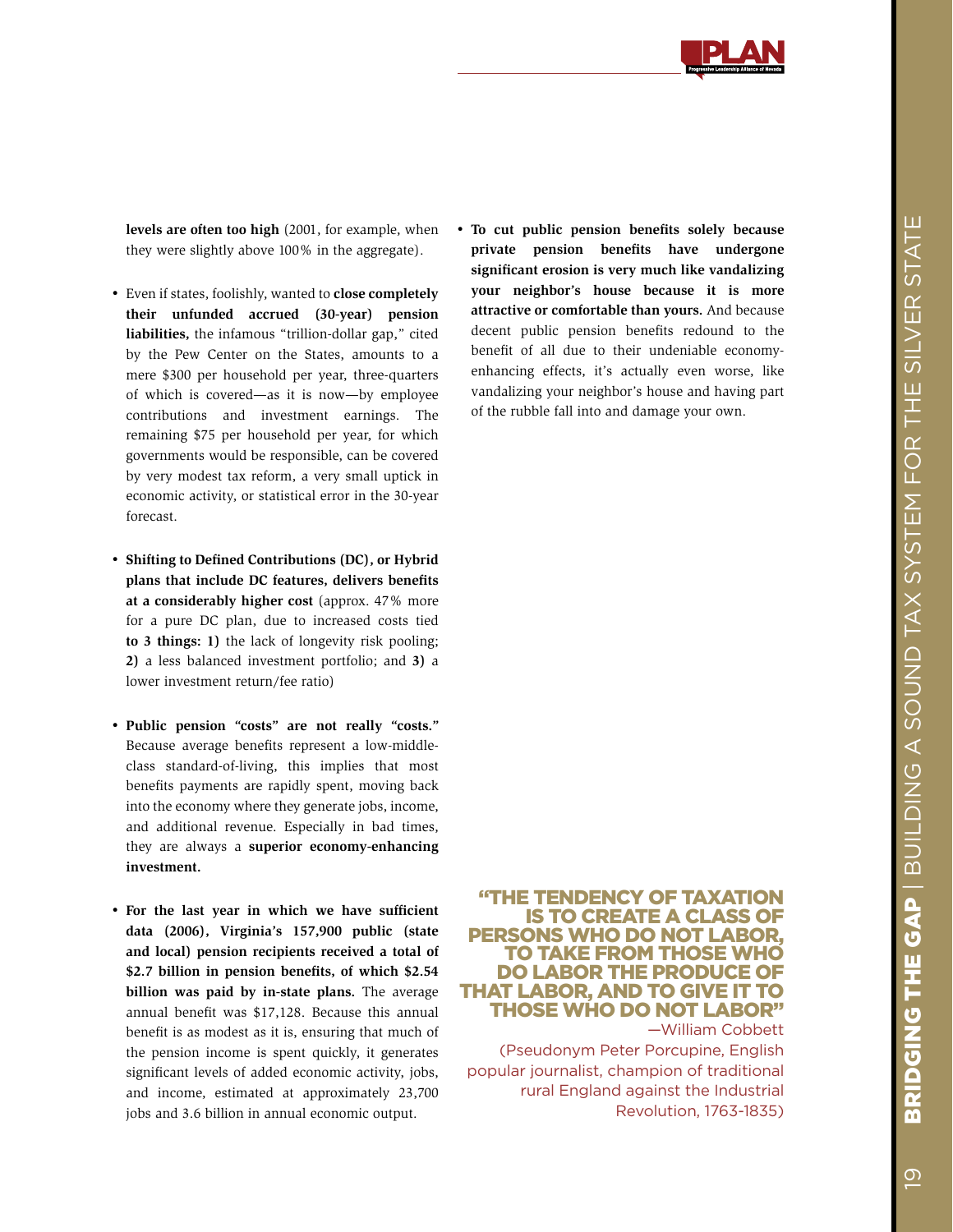**levels are often too high** (2001, for example, when they were slightly above 100% in the aggregate).

- Even if states, foolishly, wanted to **close completely their unfunded accrued (30-year) pension liabilities,** the infamous "trillion-dollar gap," cited by the Pew Center on the States, amounts to a mere $300 per household per year, three-quarters of which is covered—as it is now—by employee contributions and investment earnings. The remaining $75 per household per year, for which governments would be responsible, can be covered by very modest tax reform, a very small uptick in economic activity, or statistical error in the 30-year forecast.

- **Shifting to Defined Contributions (DC), or Hybrid plans that include DC features, delivers benefits at a considerably higher cost** (approx. 47% more for a pure DC plan, due to increased costs tied **to 3 things: 1)** the lack of longevity risk pooling; **2)** a less balanced investment portfolio; and **3)** a lower investment return/fee ratio)

- **Public pension "costs" are not really "costs."** Because average benefits represent a low-middle-class standard-of-living, this implies that most benefits payments are rapidly spent, moving back into the economy where they generate jobs, income, and additional revenue. Especially in bad times, they are always a **superior economy-enhancing investment.**

- **For the last year in which we have sufficient data (2006), Virginia's 157,900 public (state and local) pension recipients received a total of $2.7 billion in pension benefits, of which $2.54 billion was paid by in-state plans.** The average annual benefit was $17,128. Because this annual benefit is as modest as it is, ensuring that much of the pension income is spent quickly, it generates significant levels of added economic activity, jobs, and income, estimated at approximately 23,700 jobs and 3.6 billion in annual economic output.

- **To cut public pension benefits solely because private pension benefits have undergone significant erosion is very much like vandalizing your neighbor's house because it is more attractive or comfortable than yours.** And because decent public pension benefits redound to the benefit of all due to their undeniable economy-enhancing effects, it's actually even worse, like vandalizing your neighbor's house and having part of the rubble fall into and damage your own.

**"THE TENDENCY OF TAXATION IS TO CREATE A CLASS OF PERSONS WHO DO NOT LABOR, TO TAKE FROM THOSE WHO DO LABOR THE PRODUCE OF THAT LABOR, AND TO GIVE IT TO THOSE WHO DO NOT LABOR"**

—William Cobbett
(Pseudonym Peter Porcupine, English popular journalist, champion of traditional rural England against the Industrial Revolution, 1763-1835)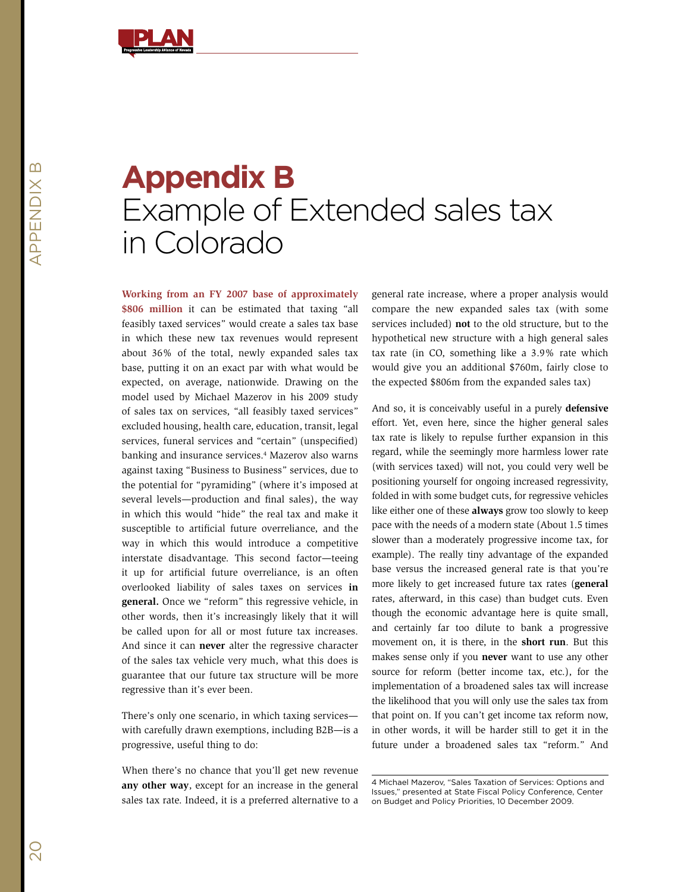# Appendix B
## Example of Extended sales tax in Colorado

**Working from an FY 2007 base of approximately $806 million** it can be estimated that taxing "all feasibly taxed services" would create a sales tax base in which these new tax revenues would represent about 36% of the total, newly expanded sales tax base, putting it on an exact par with what would be expected, on average, nationwide. Drawing on the model used by Michael Mazerov in his 2009 study of sales tax on services, "all feasibly taxed services" excluded housing, health care, education, transit, legal services, funeral services and "certain" (unspecified) banking and insurance services.[4] Mazerov also warns against taxing "Business to Business" services, due to the potential for "pyramiding" (where it's imposed at several levels—production and final sales), the way in which this would "hide" the real tax and make it susceptible to artificial future overreliance, and the way in which this would introduce a competitive interstate disadvantage. This second factor—teeing it up for artificial future overreliance, is an often overlooked liability of sales taxes on services **in general.** Once we "reform" this regressive vehicle, in other words, then it's increasingly likely that it will be called upon for all or most future tax increases. And since it can **never** alter the regressive character of the sales tax vehicle very much, what this does is guarantee that our future tax structure will be more regressive than it's ever been.

There's only one scenario, in which taxing services—with carefully drawn exemptions, including B2B—is a progressive, useful thing to do:

When there's no chance that you'll get new revenue **any other way**, except for an increase in the general sales tax rate. Indeed, it is a preferred alternative to a general rate increase, where a proper analysis would compare the new expanded sales tax (with some services included) **not** to the old structure, but to the hypothetical new structure with a high general sales tax rate (in CO, something like a 3.9% rate which would give you an additional $760m, fairly close to the expected $806m from the expanded sales tax)

And so, it is conceivably useful in a purely **defensive** effort. Yet, even here, since the higher general sales tax rate is likely to repulse further expansion in this regard, while the seemingly more harmless lower rate (with services taxed) will not, you could very well be positioning yourself for ongoing increased regressivity, folded in with some budget cuts, for regressive vehicles like either one of these **always** grow too slowly to keep pace with the needs of a modern state (About 1.5 times slower than a moderately progressive income tax, for example). The really tiny advantage of the expanded base versus the increased general rate is that you're more likely to get increased future tax rates (**general** rates, afterward, in this case) than budget cuts. Even though the economic advantage here is quite small, and certainly far too dilute to bank a progressive movement on, it is there, in the **short run**. But this makes sense only if you **never** want to use any other source for reform (better income tax, etc.), for the implementation of a broadened sales tax will increase the likelihood that you will only use the sales tax from that point on. If you can't get income tax reform now, in other words, it will be harder still to get it in the future under a broadened sales tax "reform." And

4 Michael Mazerov, "Sales Taxation of Services: Options and Issues," presented at State Fiscal Policy Conference, Center on Budget and Policy Priorities, 10 December 2009.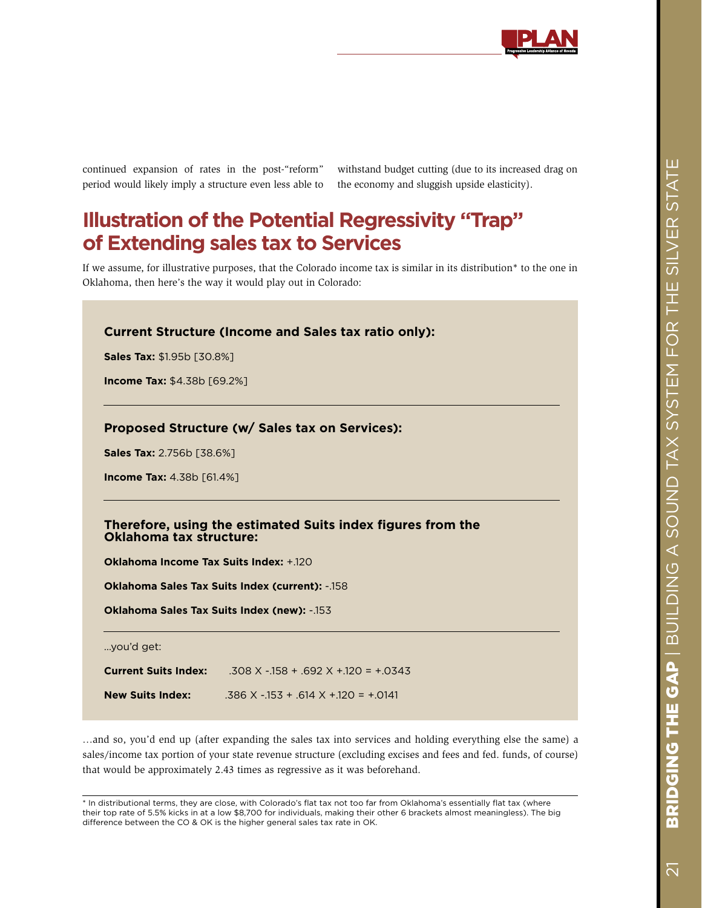continued expansion of rates in the post-"reform" period would likely imply a structure even less able to withstand budget cutting (due to its increased drag on the economy and sluggish upside elasticity).

## Illustration of the Potential Regressivity "Trap" of Extending sales tax to Services

If we assume, for illustrative purposes, that the Colorado income tax is similar in its distribution* to the one in Oklahoma, then here's the way it would play out in Colorado:

### Current Structure (Income and Sales tax ratio only):

**Sales Tax:** $1.95b [30.8%]

**Income Tax:** $4.38b [69.2%]

---

### Proposed Structure (w/ Sales tax on Services):

**Sales Tax:** 2.756b [38.6%]

**Income Tax:** 4.38b [61.4%]

---

### Therefore, using the estimated Suits index figures from the Oklahoma tax structure:

**Oklahoma Income Tax Suits Index:** +.120

**Oklahoma Sales Tax Suits Index (current):** -.158

**Oklahoma Sales Tax Suits Index (new):** -.153

---

...you'd get:

**Current Suits Index:** .308 X -.158 + .692 X +.120 = +.0343

**New Suits Index:** .386 X -.153 + .614 X +.120 = +.0141

…and so, you'd end up (after expanding the sales tax into services and holding everything else the same) a sales/income tax portion of your state revenue structure (excluding excises and fees and fed. funds, of course) that would be approximately 2.43 times as regressive as it was beforehand.

---

* In distributional terms, they are close, with Colorado's flat tax not too far from Oklahoma's essentially flat tax (where their top rate of 5.5% kicks in at a low $8,700 for individuals, making their other 6 brackets almost meaningless). The big difference between the CO & OK is the higher general sales tax rate in OK.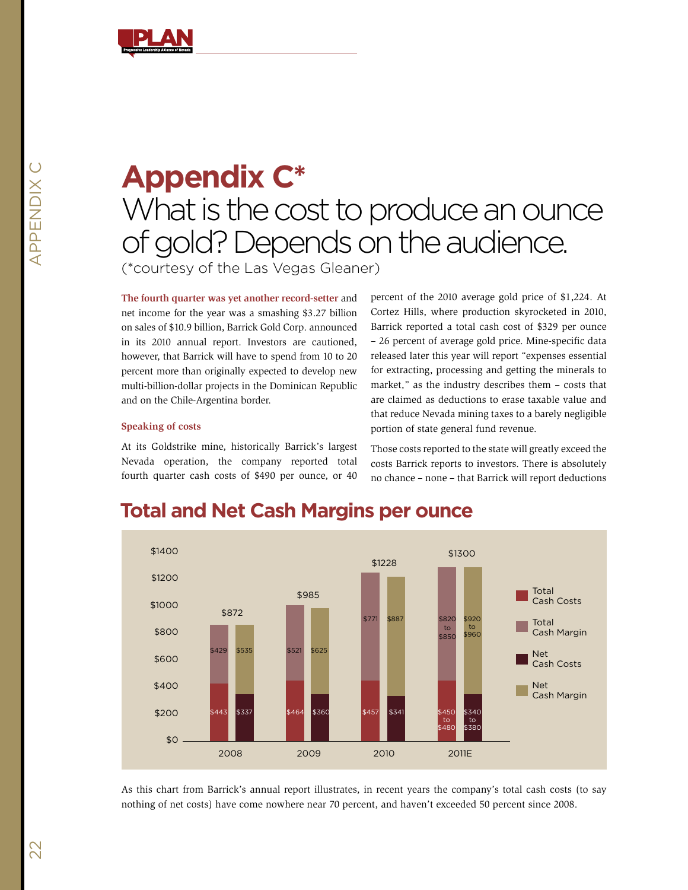# Appendix C*

## What is the cost to produce an ounce of gold? Depends on the audience.

(*courtesy of the Las Vegas Gleaner)

**The fourth quarter was yet another record-setter** and net income for the year was a smashing $3.27 billion on sales of $10.9 billion, Barrick Gold Corp. announced in its 2010 annual report. Investors are cautioned, however, that Barrick will have to spend from 10 to 20 percent more than originally expected to develop new multi-billion-dollar projects in the Dominican Republic and on the Chile-Argentina border.

**Speaking of costs**

At its Goldstrike mine, historically Barrick's largest Nevada operation, the company reported total fourth quarter cash costs of $490 per ounce, or 40 percent of the 2010 average gold price of $1,224. At Cortez Hills, where production skyrocketed in 2010, Barrick reported a total cash cost of $329 per ounce – 26 percent of average gold price. Mine-specific data released later this year will report "expenses essential for extracting, processing and getting the minerals to market," as the industry describes them – costs that are claimed as deductions to erase taxable value and that reduce Nevada mining taxes to a barely negligible portion of state general fund revenue.

Those costs reported to the state will greatly exceed the costs Barrick reports to investors. There is absolutely no chance – none – that Barrick will report deductions

## Total and Net Cash Margins per ounce

| Year | Gold price | Total Cash Costs | Total Cash Margin | Net Cash Costs | Net Cash Margin |
|---|---|---|---|---|---|
| 2008 | $872 | $443 | $429 | $337 | $535 |
| 2009 | $985 | $464 | $521 | $360 | $625 |
| 2010 | $1228 | $457 | $771 | $341 | $887 |
| 2011E | $1300 | $450 to $480 | $820 to $850 | $340 to $380 | $920 to $960 |

As this chart from Barrick's annual report illustrates, in recent years the company's total cash costs (to say nothing of net costs) have come nowhere near 70 percent, and haven't exceeded 50 percent since 2008.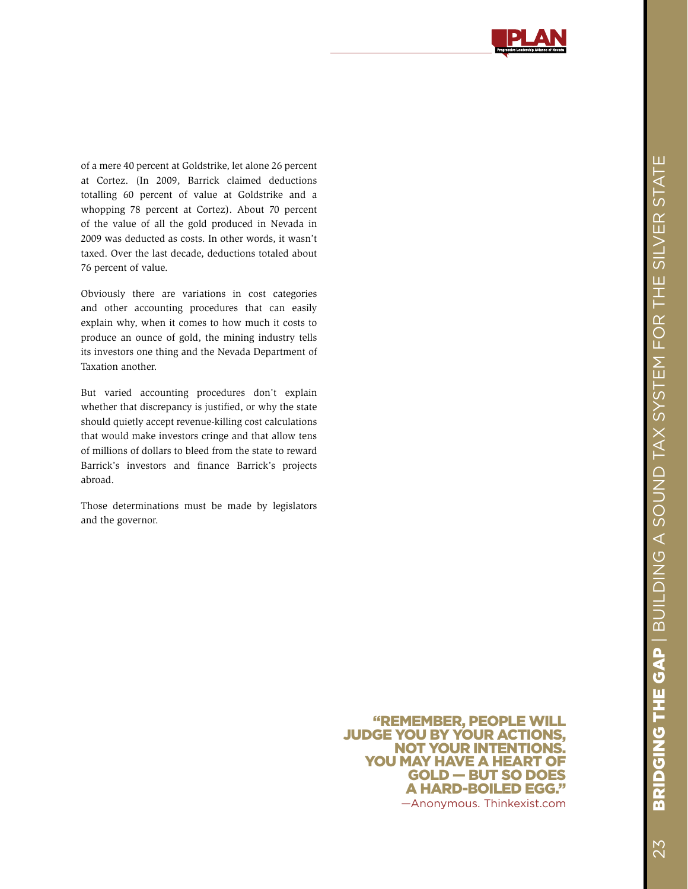of a mere 40 percent at Goldstrike, let alone 26 percent at Cortez. (In 2009, Barrick claimed deductions totalling 60 percent of value at Goldstrike and a whopping 78 percent at Cortez). About 70 percent of the value of all the gold produced in Nevada in 2009 was deducted as costs. In other words, it wasn't taxed. Over the last decade, deductions totaled about 76 percent of value.

Obviously there are variations in cost categories and other accounting procedures that can easily explain why, when it comes to how much it costs to produce an ounce of gold, the mining industry tells its investors one thing and the Nevada Department of Taxation another.

But varied accounting procedures don't explain whether that discrepancy is justified, or why the state should quietly accept revenue-killing cost calculations that would make investors cringe and that allow tens of millions of dollars to bleed from the state to reward Barrick's investors and finance Barrick's projects abroad.

Those determinations must be made by legislators and the governor.

**"REMEMBER, PEOPLE WILL JUDGE YOU BY YOUR ACTIONS, NOT YOUR INTENTIONS. YOU MAY HAVE A HEART OF GOLD — BUT SO DOES A HARD-BOILED EGG."**
—Anonymous. Thinkexist.com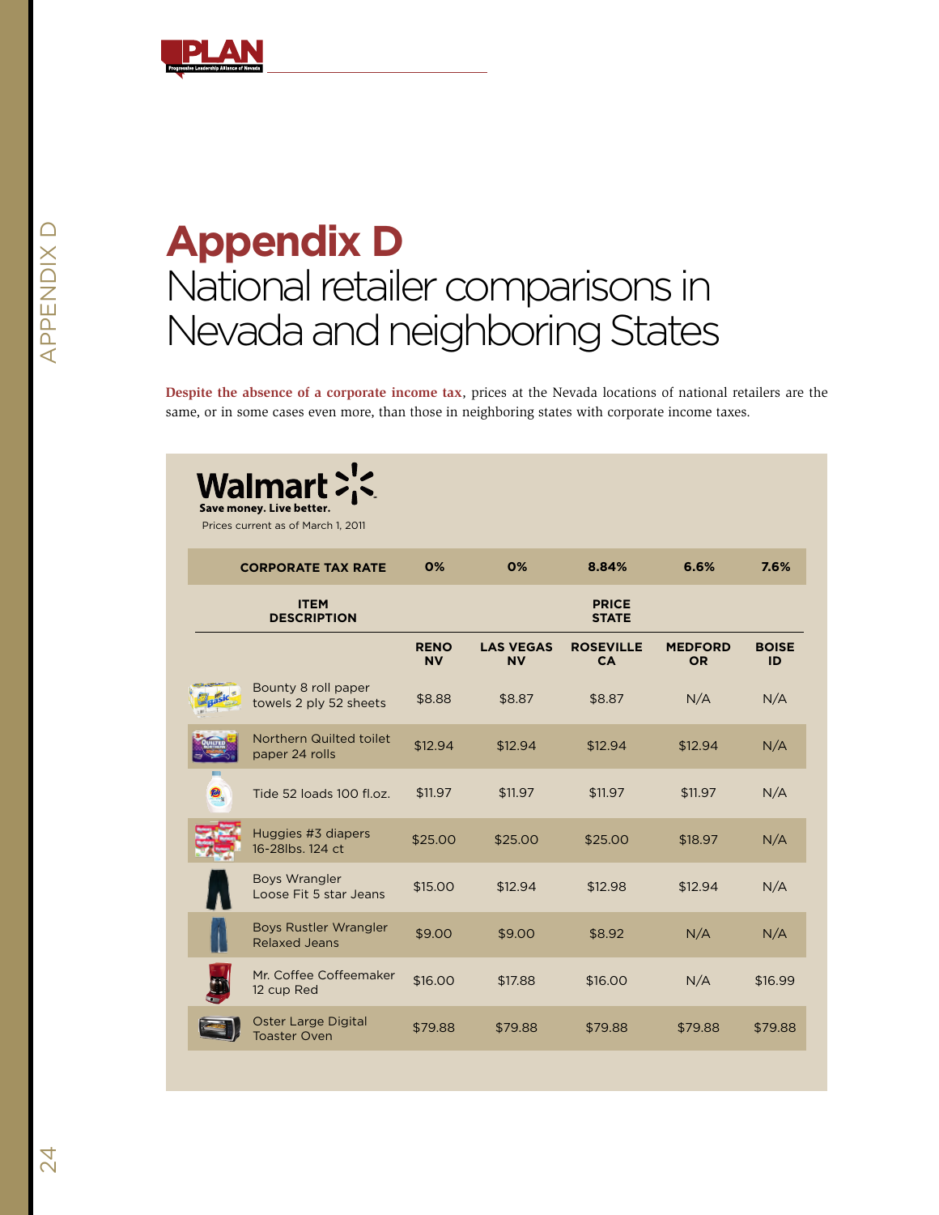# Appendix D
## National retailer comparisons in Nevada and neighboring States

**Despite the absence of a corporate income tax**, prices at the Nevada locations of national retailers are the same, or in some cases even more, than those in neighboring states with corporate income taxes.

**Walmart** Save money. Live better.

Prices current as of March 1, 2011

| CORPORATE TAX RATE | 0% | 0% | 8.84% | 6.6% | 7.6% |
|---|---|---|---|---|---|
| ITEM DESCRIPTION | | | PRICE STATE | | |
| | RENO NV | LAS VEGAS NV | ROSEVILLE CA | MEDFORD OR | BOISE ID |
| Bounty 8 roll paper towels 2 ply 52 sheets | $8.88 | $8.87 | $8.87 | N/A | N/A |
| Northern Quilted toilet paper 24 rolls | $12.94 | $12.94 | $12.94 | $12.94 | N/A |
| Tide 52 loads 100 fl.oz. | $11.97 | $11.97 | $11.97 | $11.97 | N/A |
| Huggies #3 diapers 16-28lbs. 124 ct | $25.00 | $25.00 | $25.00 | $18.97 | N/A |
| Boys Wrangler Loose Fit 5 star Jeans | $15.00 | $12.94 | $12.98 | $12.94 | N/A |
| Boys Rustler Wrangler Relaxed Jeans | $9.00 | $9.00 | $8.92 | N/A | N/A |
| Mr. Coffee Coffeemaker 12 cup Red | $16.00 | $17.88 | $16.00 | N/A | $16.99 |
| Oster Large Digital Toaster Oven | $79.88 | $79.88 | $79.88 | $79.88 | $79.88 |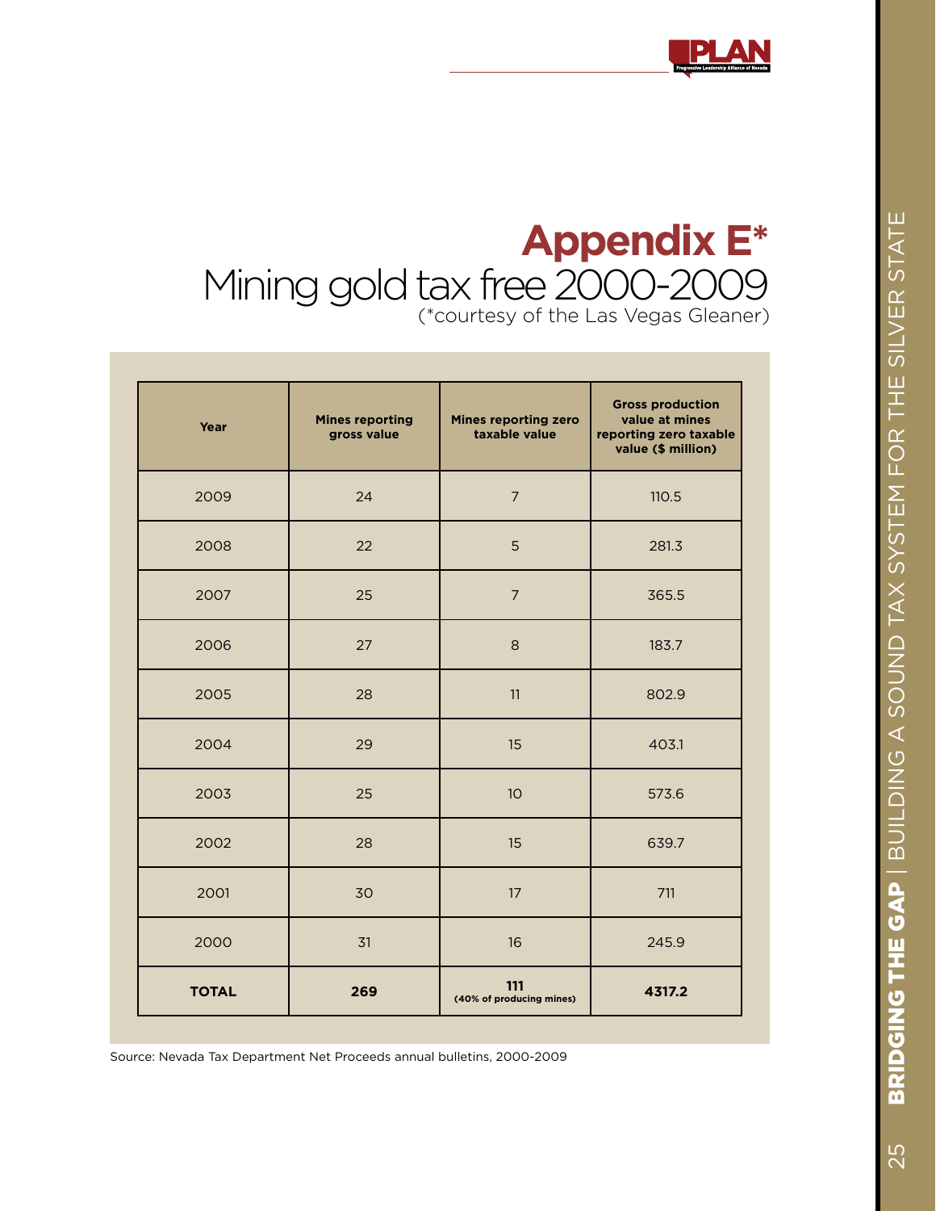# Appendix E*

## Mining gold tax free 2000-2009

(*courtesy of the Las Vegas Gleaner)

| Year | Mines reporting gross value | Mines reporting zero taxable value | Gross production value at mines reporting zero taxable value ($ million) |
|---|---|---|---|
| 2009 | 24 | 7 | 110.5 |
| 2008 | 22 | 5 | 281.3 |
| 2007 | 25 | 7 | 365.5 |
| 2006 | 27 | 8 | 183.7 |
| 2005 | 28 | 11 | 802.9 |
| 2004 | 29 | 15 | 403.1 |
| 2003 | 25 | 10 | 573.6 |
| 2002 | 28 | 15 | 639.7 |
| 2001 | 30 | 17 | 711 |
| 2000 | 31 | 16 | 245.9 |
| **TOTAL** | **269** | **111** **(40% of producing mines)** | **4317.2** |

Source: Nevada Tax Department Net Proceeds annual bulletins, 2000-2009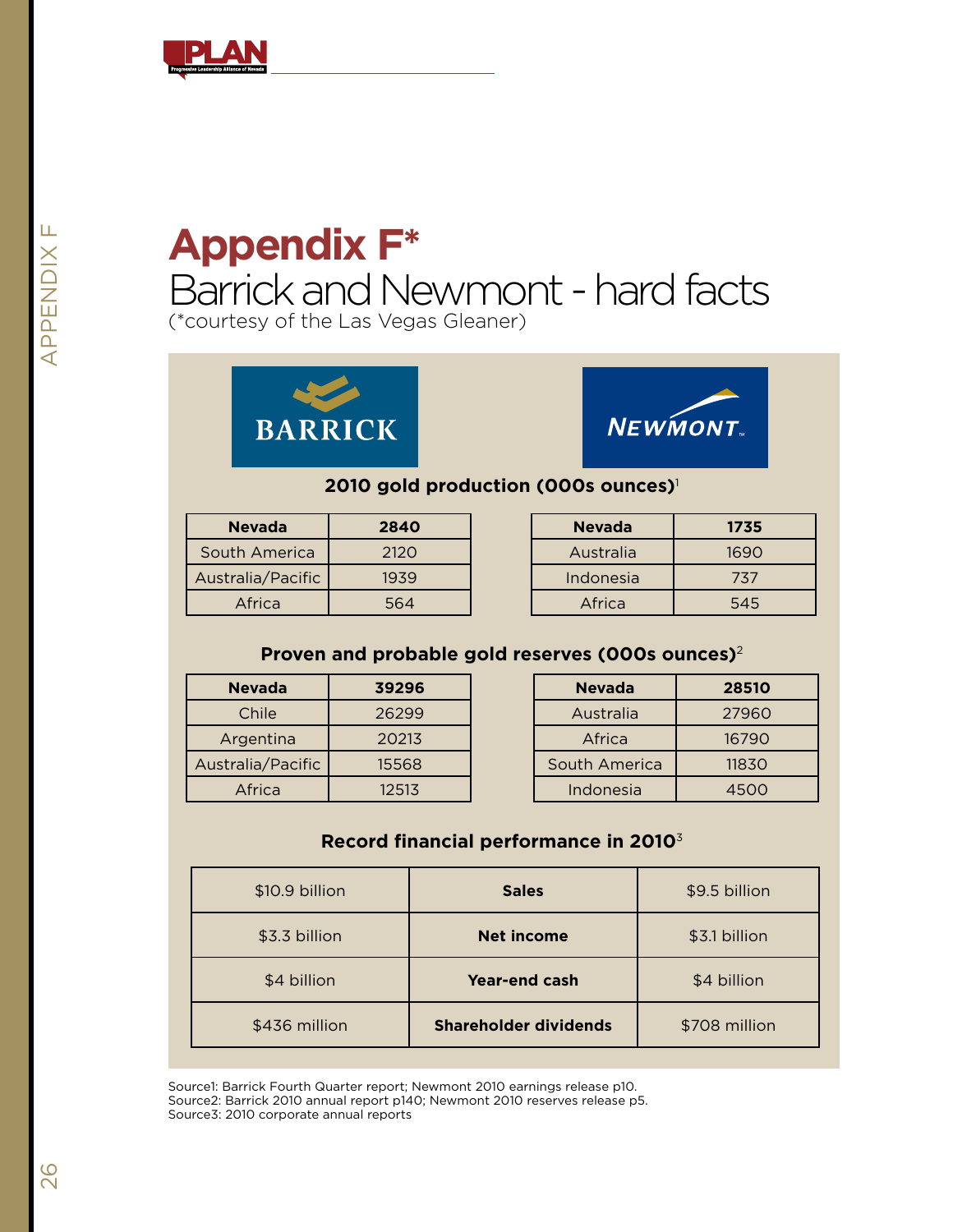# Appendix F*

## Barrick and Newmont - hard facts

(*courtesy of the Las Vegas Gleaner)

BARRICK

NEWMONT

### 2010 gold production (000s ounces)[1]

**Barrick**

| Nevada | 2840 |
|---|---|
| South America | 2120 |
| Australia/Pacific | 1939 |
| Africa | 564 |

**Newmont**

| Nevada | 1735 |
|---|---|
| Australia | 1690 |
| Indonesia | 737 |
| Africa | 545 |

### Proven and probable gold reserves (000s ounces)[2]

**Barrick**

| Nevada | 39296 |
|---|---|
| Chile | 26299 |
| Argentina | 20213 |
| Australia/Pacific | 15568 |
| Africa | 12513 |

**Newmont**

| Nevada | 28510 |
|---|---|
| Australia | 27960 |
| Africa | 16790 |
| South America | 11830 |
| Indonesia | 4500 |

### Record financial performance in 2010[3]

| Barrick | | Newmont |
|---|---|---|
| $10.9 billion | **Sales** | $9.5 billion |
| $3.3 billion | **Net income** | $3.1 billion |
| $4 billion | **Year-end cash** | $4 billion |
| $436 million | **Shareholder dividends** | $708 million |

Source1: Barrick Fourth Quarter report; Newmont 2010 earnings release p10.
Source2: Barrick 2010 annual report p140; Newmont 2010 reserves release p5.
Source3: 2010 corporate annual reports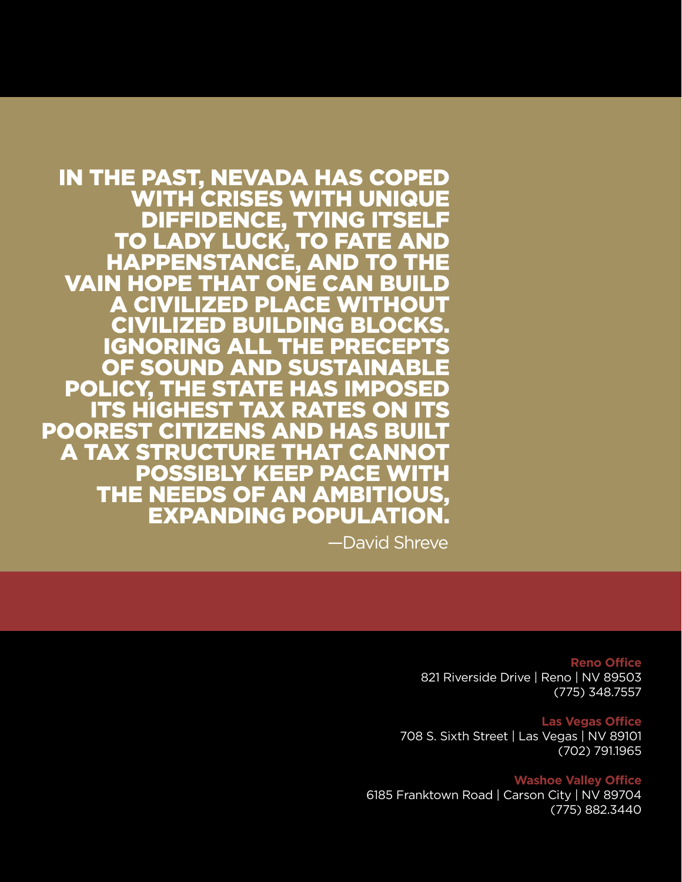**IN THE PAST, NEVADA HAS COPED WITH CRISES WITH UNIQUE DIFFIDENCE, TYING ITSELF TO LADY LUCK, TO FATE AND HAPPENSTANCE, AND TO THE VAIN HOPE THAT ONE CAN BUILD A CIVILIZED PLACE WITHOUT CIVILIZED BUILDING BLOCKS. IGNORING ALL THE PRECEPTS OF SOUND AND SUSTAINABLE POLICY, THE STATE HAS IMPOSED ITS HIGHEST TAX RATES ON ITS POOREST CITIZENS AND HAS BUILT A TAX STRUCTURE THAT CANNOT POSSIBLY KEEP PACE WITH THE NEEDS OF AN AMBITIOUS, EXPANDING POPULATION.**

—David Shreve

**Reno Office**
821 Riverside Drive | Reno | NV 89503
(775) 348.7557

**Las Vegas Office**
708 S. Sixth Street | Las Vegas | NV 89101
(702) 791.1965

**Washoe Valley Office**
6185 Franktown Road | Carson City | NV 89704
(775) 882.3440